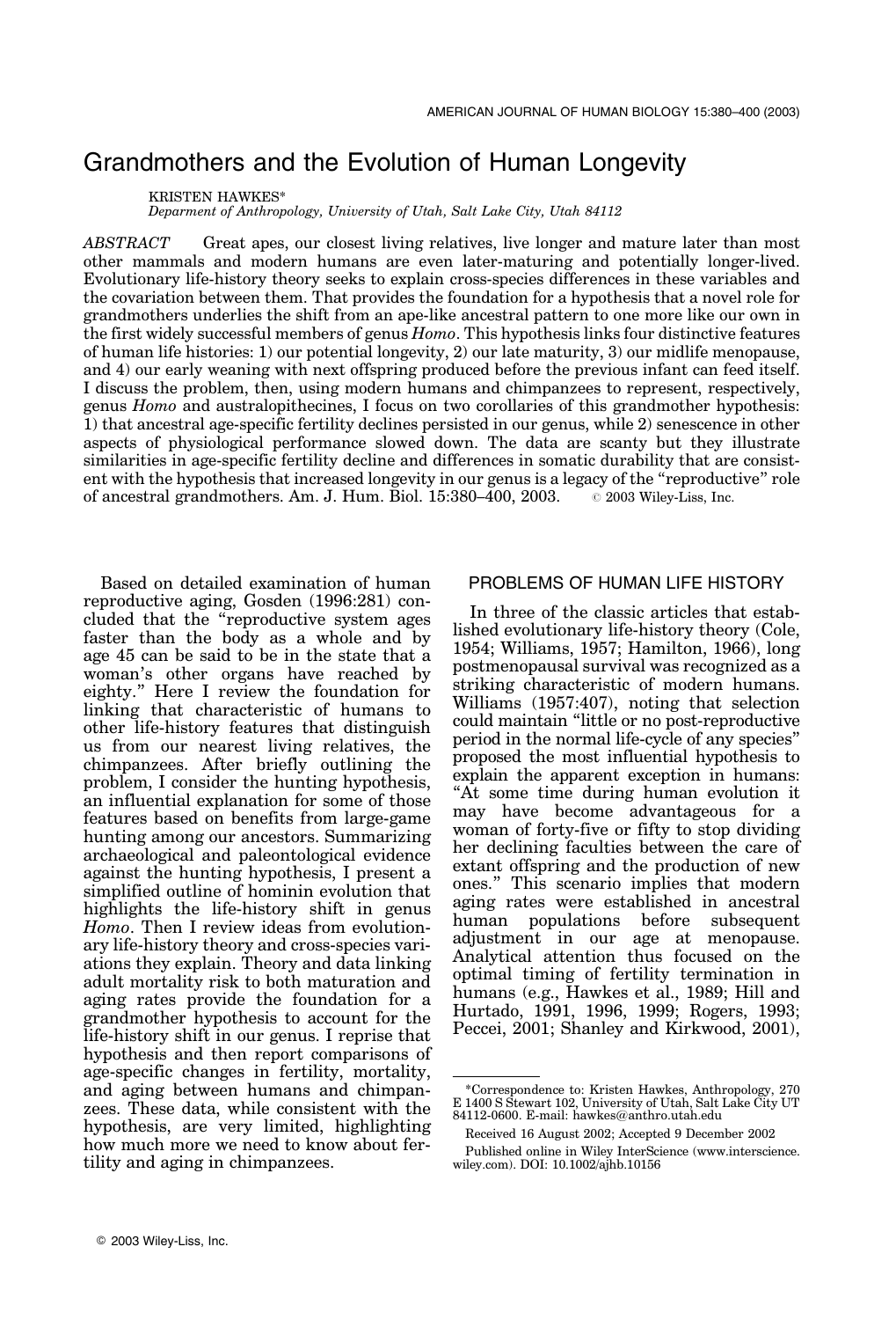# Grandmothers and the Evolution of Human Longevity

KRISTEN HAWKES*

*Deparment of Anthropology, University of Utah, Salt Lake City, Utah 84112*

*ABSTRACT* Great apes, our closest living relatives, live longer and mature later than most other mammals and modern humans are even later-maturing and potentially longer-lived. Evolutionary life-history theory seeks to explain cross-species differences in these variables and the covariation between them. That provides the foundation for a hypothesis that a novel role for grandmothers underlies the shift from an ape-like ancestral pattern to one more like our own in the first widely successful members of genus *Homo*. This hypothesis links four distinctive features of human life histories: 1) our potential longevity, 2) our late maturity, 3) our midlife menopause, and 4) our early weaning with next offspring produced before the previous infant can feed itself. I discuss the problem, then, using modern humans and chimpanzees to represent, respectively, genus *Homo* and australopithecines, I focus on two corollaries of this grandmother hypothesis: 1) that ancestral age-specific fertility declines persisted in our genus, while 2) senescence in other aspects of physiological performance slowed down. The data are scanty but they illustrate similarities in age-specific fertility decline and differences in somatic durability that are consistent with the hypothesis that increased longevity in our genus is a legacy of the "reproductive" role of ancestral grandmothers. Am. J. Hum. Biol. 15:380–400, 2003. © 2003 Wiley-Liss, Inc.

Based on detailed examination of human reproductive aging, Gosden (1996:281) concluded that the "reproductive system ages faster than the body as a whole and by age 45 can be said to be in the state that a woman's other organs have reached by eighty." Here I review the foundation for linking that characteristic of humans to other life-history features that distinguish us from our nearest living relatives, the chimpanzees. After briefly outlining the problem, I consider the hunting hypothesis, an influential explanation for some of those features based on benefits from large-game hunting among our ancestors. Summarizing archaeological and paleontological evidence against the hunting hypothesis, I present a simplified outline of hominin evolution that highlights the life-history shift in genus *Homo*. Then I review ideas from evolutionary life-history theory and cross-species variations they explain. Theory and data linking adult mortality risk to both maturation and aging rates provide the foundation for a grandmother hypothesis to account for the life-history shift in our genus. I reprise that hypothesis and then report comparisons of age-specific changes in fertility, mortality, and aging between humans and chimpanzees. These data, while consistent with the hypothesis, are very limited, highlighting how much more we need to know about fertility and aging in chimpanzees.

## PROBLEMS OF HUMAN LIFE HISTORY

In three of the classic articles that established evolutionary life-history theory (Cole, 1954; Williams, 1957; Hamilton, 1966), long postmenopausal survival was recognized as a striking characteristic of modern humans. Williams (1957:407), noting that selection could maintain "little or no post-reproductive period in the normal life-cycle of any species" proposed the most influential hypothesis to explain the apparent exception in humans: "At some time during human evolution it may have become advantageous for a woman of forty-five or fifty to stop dividing her declining faculties between the care of extant offspring and the production of new ones." This scenario implies that modern aging rates were established in ancestral human populations before subsequent adjustment in our age at menopause. Analytical attention thus focused on the optimal timing of fertility termination in humans (e.g., Hawkes et al., 1989; Hill and Hurtado, 1991, 1996, 1999; Rogers, 1993; Peccei, 2001; Shanley and Kirkwood, 2001),

*Correspondence to: Kristen Hawkes, Anthropology, 270 E 1400 S Stewart 102, University of Utah, Salt Lake City UT 84112-0600. E-mail: hawkes@anthro.utah.edu

Received 16 August 2002; Accepted 9 December 2002

Published online in Wiley InterScience (www.interscience.wiley.com). DOI: 10.1002/ajhb.10156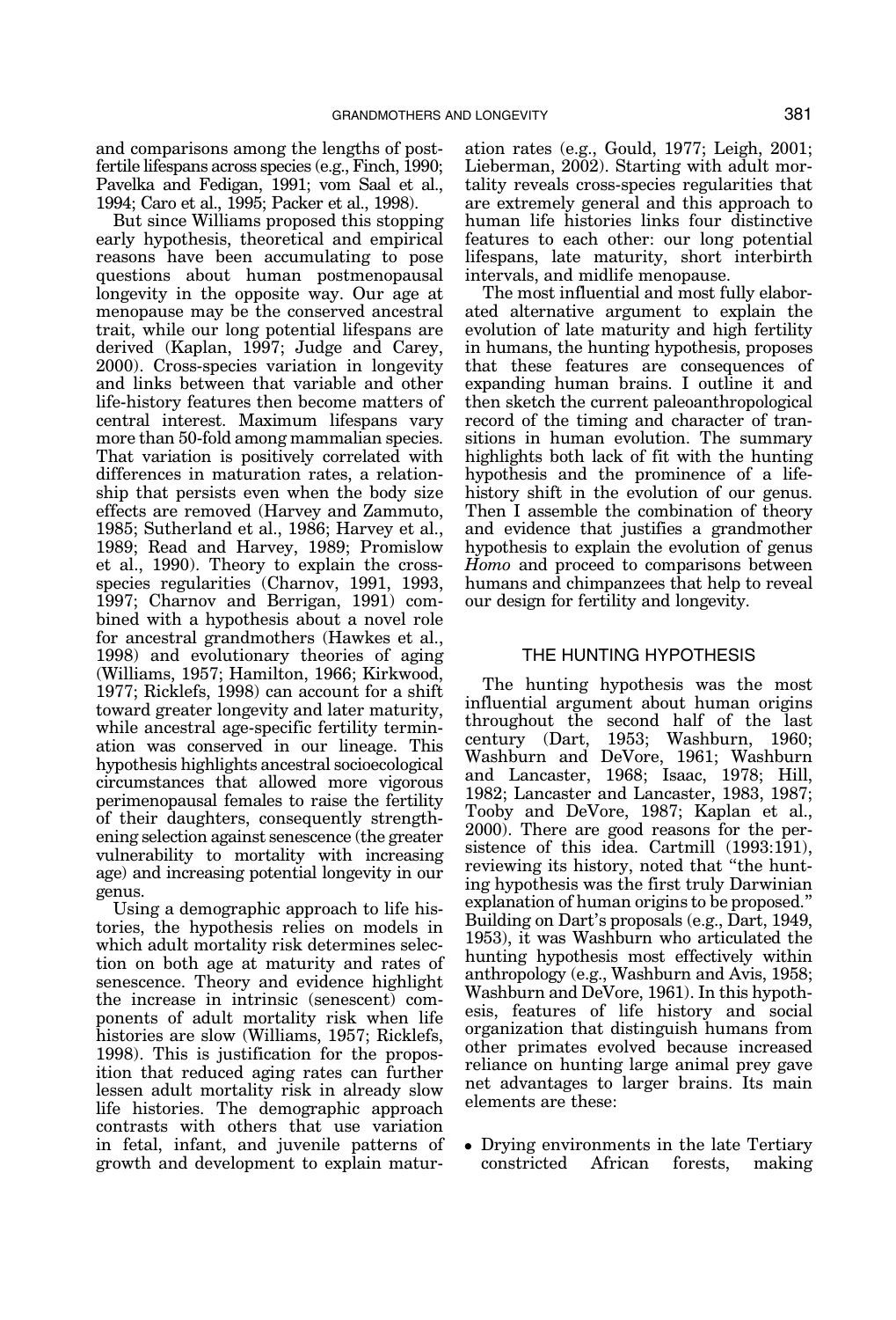and comparisons among the lengths of postfertile lifespans across species (e.g., Finch, 1990; Pavelka and Fedigan, 1991; vom Saal et al., 1994; Caro et al., 1995; Packer et al., 1998).

But since Williams proposed this stopping early hypothesis, theoretical and empirical reasons have been accumulating to pose questions about human postmenopausal longevity in the opposite way. Our age at menopause may be the conserved ancestral trait, while our long potential lifespans are derived (Kaplan, 1997; Judge and Carey, 2000). Cross-species variation in longevity and links between that variable and other life-history features then become matters of central interest. Maximum lifespans vary more than 50-fold among mammalian species. That variation is positively correlated with differences in maturation rates, a relationship that persists even when the body size effects are removed (Harvey and Zammuto, 1985; Sutherland et al., 1986; Harvey et al., 1989; Read and Harvey, 1989; Promislow et al., 1990). Theory to explain the cross-species regularities (Charnov, 1991, 1993, 1997; Charnov and Berrigan, 1991) combined with a hypothesis about a novel role for ancestral grandmothers (Hawkes et al., 1998) and evolutionary theories of aging (Williams, 1957; Hamilton, 1966; Kirkwood, 1977; Ricklefs, 1998) can account for a shift toward greater longevity and later maturity, while ancestral age-specific fertility termination was conserved in our lineage. This hypothesis highlights ancestral socioecological circumstances that allowed more vigorous perimenopausal females to raise the fertility of their daughters, consequently strengthening selection against senescence (the greater vulnerability to mortality with increasing age) and increasing potential longevity in our genus.

Using a demographic approach to life histories, the hypothesis relies on models in which adult mortality risk determines selection on both age at maturity and rates of senescence. Theory and evidence highlight the increase in intrinsic (senescent) components of adult mortality risk when life histories are slow (Williams, 1957; Ricklefs, 1998). This is justification for the proposition that reduced aging rates can further lessen adult mortality risk in already slow life histories. The demographic approach contrasts with others that use variation in fetal, infant, and juvenile patterns of growth and development to explain maturation rates (e.g., Gould, 1977; Leigh, 2001; Lieberman, 2002). Starting with adult mortality reveals cross-species regularities that are extremely general and this approach to human life histories links four distinctive features to each other: our long potential lifespans, late maturity, short interbirth intervals, and midlife menopause.

The most influential and most fully elaborated alternative argument to explain the evolution of late maturity and high fertility in humans, the hunting hypothesis, proposes that these features are consequences of expanding human brains. I outline it and then sketch the current paleoanthropological record of the timing and character of transitions in human evolution. The summary highlights both lack of fit with the hunting hypothesis and the prominence of a life-history shift in the evolution of our genus. Then I assemble the combination of theory and evidence that justifies a grandmother hypothesis to explain the evolution of genus *Homo* and proceed to comparisons between humans and chimpanzees that help to reveal our design for fertility and longevity.

## THE HUNTING HYPOTHESIS

The hunting hypothesis was the most influential argument about human origins throughout the second half of the last century (Dart, 1953; Washburn, 1960; Washburn and DeVore, 1961; Washburn and Lancaster, 1968; Isaac, 1978; Hill, 1982; Lancaster and Lancaster, 1983, 1987; Tooby and DeVore, 1987; Kaplan et al., 2000). There are good reasons for the persistence of this idea. Cartmill (1993:191), reviewing its history, noted that "the hunting hypothesis was the first truly Darwinian explanation of human origins to be proposed." Building on Dart's proposals (e.g., Dart, 1949, 1953), it was Washburn who articulated the hunting hypothesis most effectively within anthropology (e.g., Washburn and Avis, 1958; Washburn and DeVore, 1961). In this hypothesis, features of life history and social organization that distinguish humans from other primates evolved because increased reliance on hunting large animal prey gave net advantages to larger brains. Its main elements are these:

- Drying environments in the late Tertiary constricted African forests, making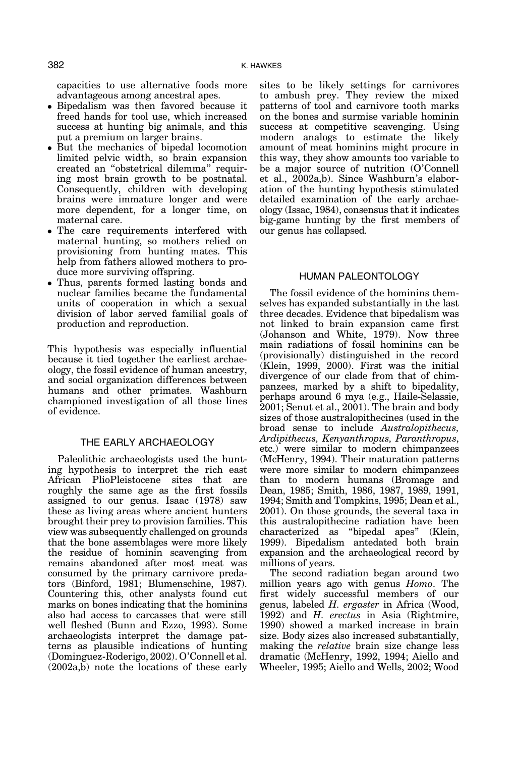capacities to use alternative foods more advantageous among ancestral apes.

- Bipedalism was then favored because it freed hands for tool use, which increased success at hunting big animals, and this put a premium on larger brains.
- But the mechanics of bipedal locomotion limited pelvic width, so brain expansion created an "obstetrical dilemma" requiring most brain growth to be postnatal. Consequently, children with developing brains were immature longer and were more dependent, for a longer time, on maternal care.
- The care requirements interfered with maternal hunting, so mothers relied on provisioning from hunting mates. This help from fathers allowed mothers to produce more surviving offspring.
- Thus, parents formed lasting bonds and nuclear families became the fundamental units of cooperation in which a sexual division of labor served familial goals of production and reproduction.

This hypothesis was especially influential because it tied together the earliest archaeology, the fossil evidence of human ancestry, and social organization differences between humans and other primates. Washburn championed investigation of all those lines of evidence.

## THE EARLY ARCHAEOLOGY

Paleolithic archaeologists used the hunting hypothesis to interpret the rich east African PlioPleistocene sites that are roughly the same age as the first fossils assigned to our genus. Isaac (1978) saw these as living areas where ancient hunters brought their prey to provision families. This view was subsequently challenged on grounds that the bone assemblages were more likely the residue of hominin scavenging from remains abandoned after most meat was consumed by the primary carnivore predators (Binford, 1981; Blumenschine, 1987). Countering this, other analysts found cut marks on bones indicating that the hominins also had access to carcasses that were still well fleshed (Bunn and Ezzo, 1993). Some archaeologists interpret the damage patterns as plausible indications of hunting (Dominguez-Roderigo, 2002). O'Connell et al. (2002a,b) note the locations of these early sites to be likely settings for carnivores to ambush prey. They review the mixed patterns of tool and carnivore tooth marks on the bones and surmise variable hominin success at competitive scavenging. Using modern analogs to estimate the likely amount of meat hominins might procure in this way, they show amounts too variable to be a major source of nutrition (O'Connell et al., 2002a,b). Since Washburn's elaboration of the hunting hypothesis stimulated detailed examination of the early archaeology (Issac, 1984), consensus that it indicates big-game hunting by the first members of our genus has collapsed.

## HUMAN PALEONTOLOGY

The fossil evidence of the hominins themselves has expanded substantially in the last three decades. Evidence that bipedalism was not linked to brain expansion came first (Johanson and White, 1979). Now three main radiations of fossil hominins can be (provisionally) distinguished in the record (Klein, 1999, 2000). First was the initial divergence of our clade from that of chimpanzees, marked by a shift to bipedality, perhaps around 6 mya (e.g., Haile-Selassie, 2001; Senut et al., 2001). The brain and body sizes of those australopithecines (used in the broad sense to include *Australopithecus, Ardipithecus, Kenyanthropus, Paranthropus*, etc.) were similar to modern chimpanzees (McHenry, 1994). Their maturation patterns were more similar to modern chimpanzees than to modern humans (Bromage and Dean, 1985; Smith, 1986, 1987, 1989, 1991, 1994; Smith and Tompkins, 1995; Dean et al., 2001). On those grounds, the several taxa in this australopithecine radiation have been characterized as "bipedal apes" (Klein, 1999). Bipedalism antedated both brain expansion and the archaeological record by millions of years.

The second radiation began around two million years ago with genus *Homo*. The first widely successful members of our genus, labeled *H. ergaster* in Africa (Wood, 1992) and *H. erectus* in Asia (Rightmire, 1990) showed a marked increase in brain size. Body sizes also increased substantially, making the *relative* brain size change less dramatic (McHenry, 1992, 1994; Aiello and Wheeler, 1995; Aiello and Wells, 2002; Wood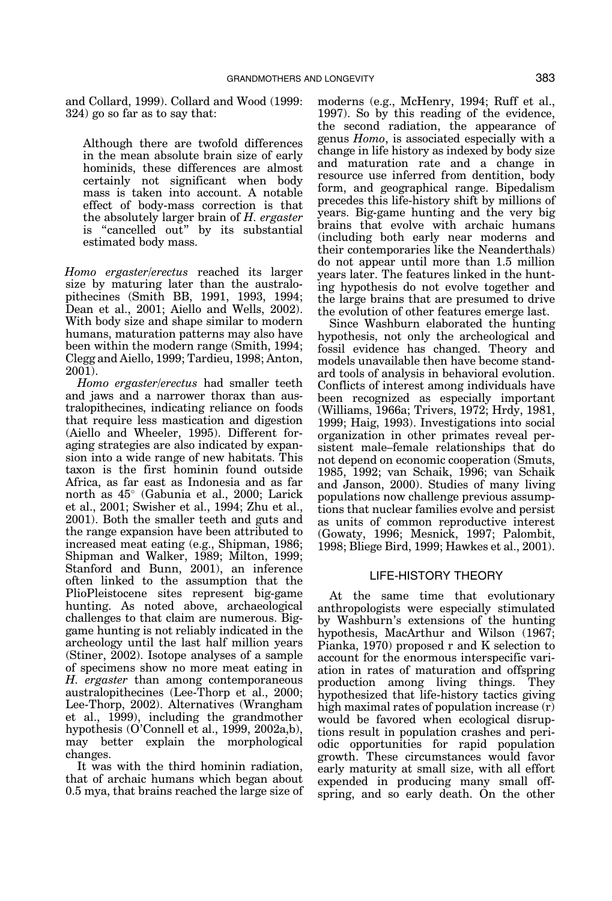and Collard, 1999). Collard and Wood (1999: 324) go so far as to say that:

> Although there are twofold differences in the mean absolute brain size of early hominids, these differences are almost certainly not significant when body mass is taken into account. A notable effect of body-mass correction is that the absolutely larger brain of *H. ergaster* is "cancelled out" by its substantial estimated body mass.

*Homo ergaster/erectus* reached its larger size by maturing later than the australopithecines (Smith BB, 1991, 1993, 1994; Dean et al., 2001; Aiello and Wells, 2002). With body size and shape similar to modern humans, maturation patterns may also have been within the modern range (Smith, 1994; Clegg and Aiello, 1999; Tardieu, 1998; Anton, 2001).

*Homo ergaster/erectus* had smaller teeth and jaws and a narrower thorax than australopithecines, indicating reliance on foods that require less mastication and digestion (Aiello and Wheeler, 1995). Different foraging strategies are also indicated by expansion into a wide range of new habitats. This taxon is the first hominin found outside Africa, as far east as Indonesia and as far north as 45° (Gabunia et al., 2000; Larick et al., 2001; Swisher et al., 1994; Zhu et al., 2001). Both the smaller teeth and guts and the range expansion have been attributed to increased meat eating (e.g., Shipman, 1986; Shipman and Walker, 1989; Milton, 1999; Stanford and Bunn, 2001), an inference often linked to the assumption that the PlioPleistocene sites represent big-game hunting. As noted above, archaeological challenges to that claim are numerous. Big-game hunting is not reliably indicated in the archeology until the last half million years (Stiner, 2002). Isotope analyses of a sample of specimens show no more meat eating in *H. ergaster* than among contemporaneous australopithecines (Lee-Thorp et al., 2000; Lee-Thorp, 2002). Alternatives (Wrangham et al., 1999), including the grandmother hypothesis (O'Connell et al., 1999, 2002a,b), may better explain the morphological changes.

It was with the third hominin radiation, that of archaic humans which began about 0.5 mya, that brains reached the large size of moderns (e.g., McHenry, 1994; Ruff et al., 1997). So by this reading of the evidence, the second radiation, the appearance of genus *Homo*, is associated especially with a change in life history as indexed by body size and maturation rate and a change in resource use inferred from dentition, body form, and geographical range. Bipedalism precedes this life-history shift by millions of years. Big-game hunting and the very big brains that evolve with archaic humans (including both early near moderns and their contemporaries like the Neanderthals) do not appear until more than 1.5 million years later. The features linked in the hunting hypothesis do not evolve together and the large brains that are presumed to drive the evolution of other features emerge last.

Since Washburn elaborated the hunting hypothesis, not only the archeological and fossil evidence has changed. Theory and models unavailable then have become standard tools of analysis in behavioral evolution. Conflicts of interest among individuals have been recognized as especially important (Williams, 1966a; Trivers, 1972; Hrdy, 1981, 1999; Haig, 1993). Investigations into social organization in other primates reveal persistent male–female relationships that do not depend on economic cooperation (Smuts, 1985, 1992; van Schaik, 1996; van Schaik and Janson, 2000). Studies of many living populations now challenge previous assumptions that nuclear families evolve and persist as units of common reproductive interest (Gowaty, 1996; Mesnick, 1997; Palombit, 1998; Bliege Bird, 1999; Hawkes et al., 2001).

## LIFE-HISTORY THEORY

At the same time that evolutionary anthropologists were especially stimulated by Washburn's extensions of the hunting hypothesis, MacArthur and Wilson (1967; Pianka, 1970) proposed r and K selection to account for the enormous interspecific variation in rates of maturation and offspring production among living things. They hypothesized that life-history tactics giving high maximal rates of population increase (r) would be favored when ecological disruptions result in population crashes and periodic opportunities for rapid population growth. These circumstances would favor early maturity at small size, with all effort expended in producing many small offspring, and so early death. On the other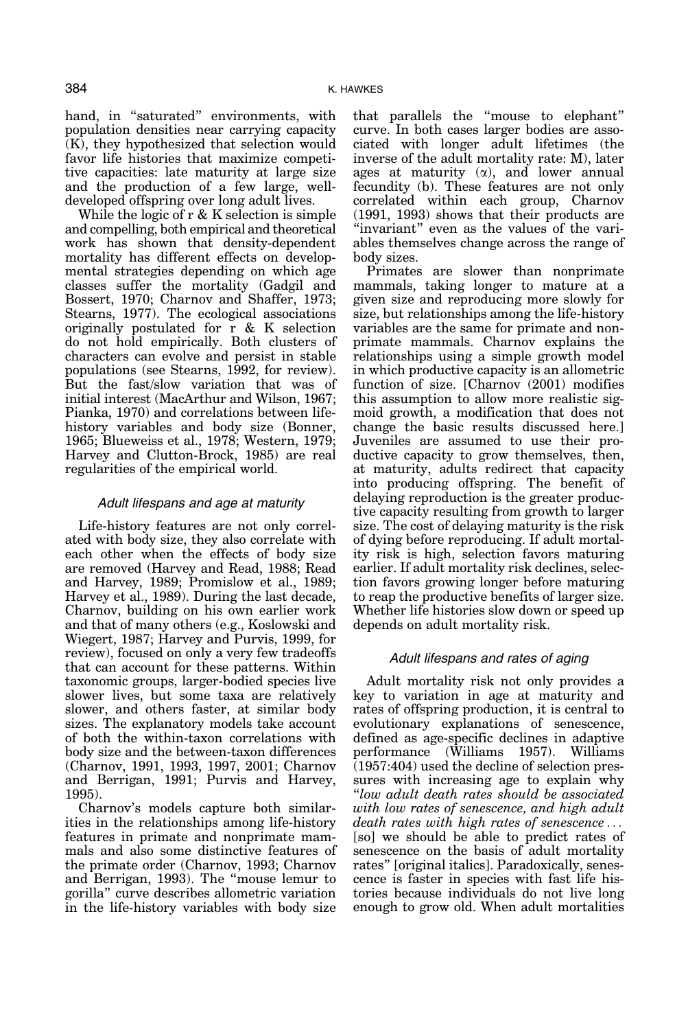hand, in "saturated" environments, with population densities near carrying capacity (K), they hypothesized that selection would favor life histories that maximize competitive capacities: late maturity at large size and the production of a few large, well-developed offspring over long adult lives.

While the logic of r & K selection is simple and compelling, both empirical and theoretical work has shown that density-dependent mortality has different effects on developmental strategies depending on which age classes suffer the mortality (Gadgil and Bossert, 1970; Charnov and Shaffer, 1973; Stearns, 1977). The ecological associations originally postulated for r & K selection do not hold empirically. Both clusters of characters can evolve and persist in stable populations (see Stearns, 1992, for review). But the fast/slow variation that was of initial interest (MacArthur and Wilson, 1967; Pianka, 1970) and correlations between life-history variables and body size (Bonner, 1965; Blueweiss et al., 1978; Western, 1979; Harvey and Clutton-Brock, 1985) are real regularities of the empirical world.

### *Adult lifespans and age at maturity*

Life-history features are not only correlated with body size, they also correlate with each other when the effects of body size are removed (Harvey and Read, 1988; Read and Harvey, 1989; Promislow et al., 1989; Harvey et al., 1989). During the last decade, Charnov, building on his own earlier work and that of many others (e.g., Koslowski and Wiegert, 1987; Harvey and Purvis, 1999, for review), focused on only a very few tradeoffs that can account for these patterns. Within taxonomic groups, larger-bodied species live slower lives, but some taxa are relatively slower, and others faster, at similar body sizes. The explanatory models take account of both the within-taxon correlations with body size and the between-taxon differences (Charnov, 1991, 1993, 1997, 2001; Charnov and Berrigan, 1991; Purvis and Harvey, 1995).

Charnov's models capture both similarities in the relationships among life-history features in primate and nonprimate mammals and also some distinctive features of the primate order (Charnov, 1993; Charnov and Berrigan, 1993). The "mouse lemur to gorilla" curve describes allometric variation in the life-history variables with body size that parallels the "mouse to elephant" curve. In both cases larger bodies are associated with longer adult lifetimes (the inverse of the adult mortality rate: M), later ages at maturity ($\alpha$), and lower annual fecundity (b). These features are not only correlated within each group, Charnov (1991, 1993) shows that their products are "invariant" even as the values of the variables themselves change across the range of body sizes.

Primates are slower than nonprimate mammals, taking longer to mature at a given size and reproducing more slowly for size, but relationships among the life-history variables are the same for primate and nonprimate mammals. Charnov explains the relationships using a simple growth model in which productive capacity is an allometric function of size. [Charnov (2001) modifies this assumption to allow more realistic sigmoid growth, a modification that does not change the basic results discussed here.] Juveniles are assumed to use their productive capacity to grow themselves, then, at maturity, adults redirect that capacity into producing offspring. The benefit of delaying reproduction is the greater productive capacity resulting from growth to larger size. The cost of delaying maturity is the risk of dying before reproducing. If adult mortality risk is high, selection favors maturing earlier. If adult mortality risk declines, selection favors growing longer before maturing to reap the productive benefits of larger size. Whether life histories slow down or speed up depends on adult mortality risk.

### *Adult lifespans and rates of aging*

Adult mortality risk not only provides a key to variation in age at maturity and rates of offspring production, it is central to evolutionary explanations of senescence, defined as age-specific declines in adaptive performance (Williams 1957). Williams (1957:404) used the decline of selection pressures with increasing age to explain why "*low adult death rates should be associated with low rates of senescence, and high adult death rates with high rates of senescence* ... [so] we should be able to predict rates of senescence on the basis of adult mortality rates" [original italics]. Paradoxically, senescence is faster in species with fast life histories because individuals do not live long enough to grow old. When adult mortalities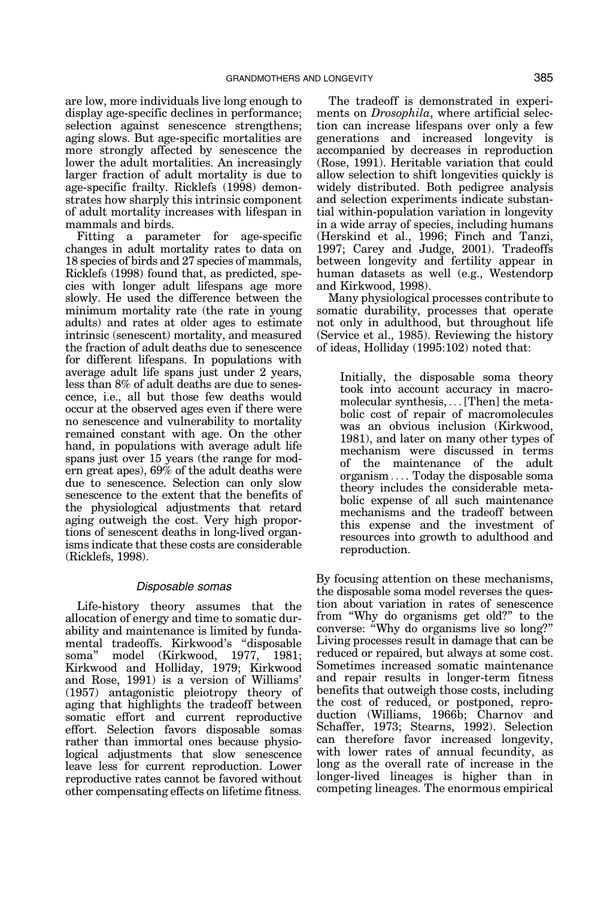are low, more individuals live long enough to display age-specific declines in performance; selection against senescence strengthens; aging slows. But age-specific mortalities are more strongly affected by senescence the lower the adult mortalities. An increasingly larger fraction of adult mortality is due to age-specific frailty. Ricklefs (1998) demonstrates how sharply this intrinsic component of adult mortality increases with lifespan in mammals and birds.

Fitting a parameter for age-specific changes in adult mortality rates to data on 18 species of birds and 27 species of mammals, Ricklefs (1998) found that, as predicted, species with longer adult lifespans age more slowly. He used the difference between the minimum mortality rate (the rate in young adults) and rates at older ages to estimate intrinsic (senescent) mortality, and measured the fraction of adult deaths due to senescence for different lifespans. In populations with average adult life spans just under 2 years, less than 8% of adult deaths are due to senescence, i.e., all but those few deaths would occur at the observed ages even if there were no senescence and vulnerability to mortality remained constant with age. On the other hand, in populations with average adult life spans just over 15 years (the range for modern great apes), 69% of the adult deaths were due to senescence. Selection can only slow senescence to the extent that the benefits of the physiological adjustments that retard aging outweigh the cost. Very high proportions of senescent deaths in long-lived organisms indicate that these costs are considerable (Ricklefs, 1998).

### *Disposable somas*

Life-history theory assumes that the allocation of energy and time to somatic durability and maintenance is limited by fundamental tradeoffs. Kirkwood's "disposable soma" model (Kirkwood, 1977, 1981; Kirkwood and Holliday, 1979; Kirkwood and Rose, 1991) is a version of Williams' (1957) antagonistic pleiotropy theory of aging that highlights the tradeoff between somatic effort and current reproductive effort. Selection favors disposable somas rather than immortal ones because physiological adjustments that slow senescence leave less for current reproduction. Lower reproductive rates cannot be favored without other compensating effects on lifetime fitness.

The tradeoff is demonstrated in experiments on *Drosophila*, where artificial selection can increase lifespans over only a few generations and increased longevity is accompanied by decreases in reproduction (Rose, 1991). Heritable variation that could allow selection to shift longevities quickly is widely distributed. Both pedigree analysis and selection experiments indicate substantial within-population variation in longevity in a wide array of species, including humans (Herskind et al., 1996; Finch and Tanzi, 1997; Carey and Judge, 2001). Tradeoffs between longevity and fertility appear in human datasets as well (e.g., Westendorp and Kirkwood, 1998).

Many physiological processes contribute to somatic durability, processes that operate not only in adulthood, but throughout life (Service et al., 1985). Reviewing the history of ideas, Holliday (1995:102) noted that:

> Initially, the disposable soma theory took into account accuracy in macromolecular synthesis, ... [Then] the metabolic cost of repair of macromolecules was an obvious inclusion (Kirkwood, 1981), and later on many other types of mechanism were discussed in terms of the maintenance of the adult organism .... Today the disposable soma theory includes the considerable metabolic expense of all such maintenance mechanisms and the tradeoff between this expense and the investment of resources into growth to adulthood and reproduction.

By focusing attention on these mechanisms, the disposable soma model reverses the question about variation in rates of senescence from "Why do organisms get old?" to the converse: "Why do organisms live so long?" Living processes result in damage that can be reduced or repaired, but always at some cost. Sometimes increased somatic maintenance and repair results in longer-term fitness benefits that outweigh those costs, including the cost of reduced, or postponed, reproduction (Williams, 1966b; Charnov and Schaffer, 1973; Stearns, 1992). Selection can therefore favor increased longevity, with lower rates of annual fecundity, as long as the overall rate of increase in the longer-lived lineages is higher than in competing lineages. The enormous empirical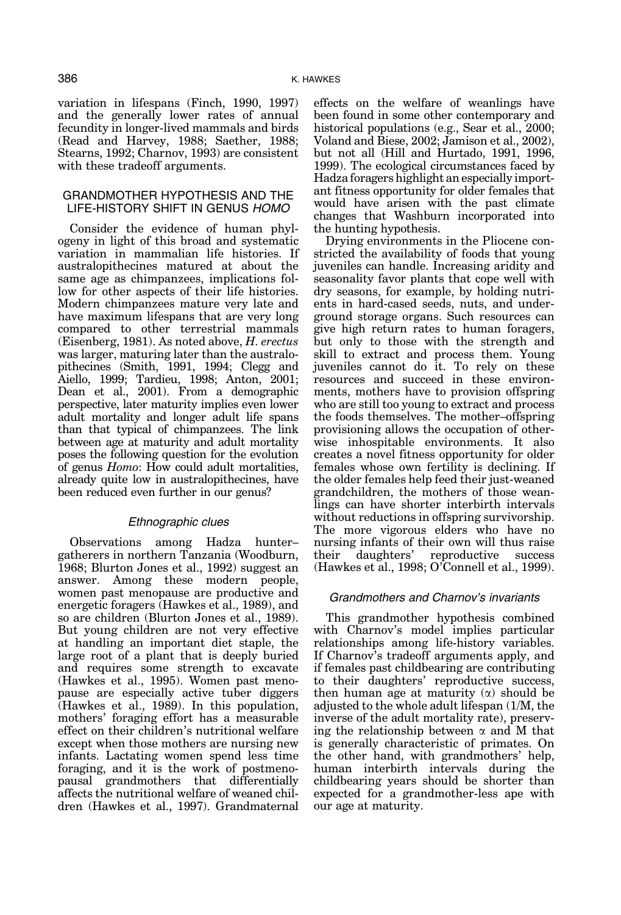variation in lifespans (Finch, 1990, 1997) and the generally lower rates of annual fecundity in longer-lived mammals and birds (Read and Harvey, 1988; Saether, 1988; Stearns, 1992; Charnov, 1993) are consistent with these tradeoff arguments.

## GRANDMOTHER HYPOTHESIS AND THE LIFE-HISTORY SHIFT IN GENUS *HOMO*

Consider the evidence of human phylogeny in light of this broad and systematic variation in mammalian life histories. If australopithecines matured at about the same age as chimpanzees, implications follow for other aspects of their life histories. Modern chimpanzees mature very late and have maximum lifespans that are very long compared to other terrestrial mammals (Eisenberg, 1981). As noted above, *H. erectus* was larger, maturing later than the australopithecines (Smith, 1991, 1994; Clegg and Aiello, 1999; Tardieu, 1998; Anton, 2001; Dean et al., 2001). From a demographic perspective, later maturity implies even lower adult mortality and longer adult life spans than that typical of chimpanzees. The link between age at maturity and adult mortality poses the following question for the evolution of genus *Homo*: How could adult mortalities, already quite low in australopithecines, have been reduced even further in our genus?

### *Ethnographic clues*

Observations among Hadza hunter–gatherers in northern Tanzania (Woodburn, 1968; Blurton Jones et al., 1992) suggest an answer. Among these modern people, women past menopause are productive and energetic foragers (Hawkes et al., 1989), and so are children (Blurton Jones et al., 1989). But young children are not very effective at handling an important diet staple, the large root of a plant that is deeply buried and requires some strength to excavate (Hawkes et al., 1995). Women past menopause are especially active tuber diggers (Hawkes et al., 1989). In this population, mothers' foraging effort has a measurable effect on their children's nutritional welfare except when those mothers are nursing new infants. Lactating women spend less time foraging, and it is the work of postmenopausal grandmothers that differentially affects the nutritional welfare of weaned children (Hawkes et al., 1997). Grandmaternal effects on the welfare of weanlings have been found in some other contemporary and historical populations (e.g., Sear et al., 2000; Voland and Biese, 2002; Jamison et al., 2002), but not all (Hill and Hurtado, 1991, 1996, 1999). The ecological circumstances faced by Hadza foragers highlight an especially important fitness opportunity for older females that would have arisen with the past climate changes that Washburn incorporated into the hunting hypothesis.

Drying environments in the Pliocene constricted the availability of foods that young juveniles can handle. Increasing aridity and seasonality favor plants that cope well with dry seasons, for example, by holding nutrients in hard-cased seeds, nuts, and underground storage organs. Such resources can give high return rates to human foragers, but only to those with the strength and skill to extract and process them. Young juveniles cannot do it. To rely on these resources and succeed in these environments, mothers have to provision offspring who are still too young to extract and process the foods themselves. The mother–offspring provisioning allows the occupation of otherwise inhospitable environments. It also creates a novel fitness opportunity for older females whose own fertility is declining. If the older females help feed their just-weaned grandchildren, the mothers of those weanlings can have shorter interbirth intervals without reductions in offspring survivorship. The more vigorous elders who have no nursing infants of their own will thus raise their daughters' reproductive success (Hawkes et al., 1998; O'Connell et al., 1999).

### *Grandmothers and Charnov's invariants*

This grandmother hypothesis combined with Charnov's model implies particular relationships among life-history variables. If Charnov's tradeoff arguments apply, and if females past childbearing are contributing to their daughters' reproductive success, then human age at maturity ($\alpha$) should be adjusted to the whole adult lifespan ($1/M$, the inverse of the adult mortality rate), preserving the relationship between $\alpha$ and M that is generally characteristic of primates. On the other hand, with grandmothers' help, human interbirth intervals during the childbearing years should be shorter than expected for a grandmother-less ape with our age at maturity.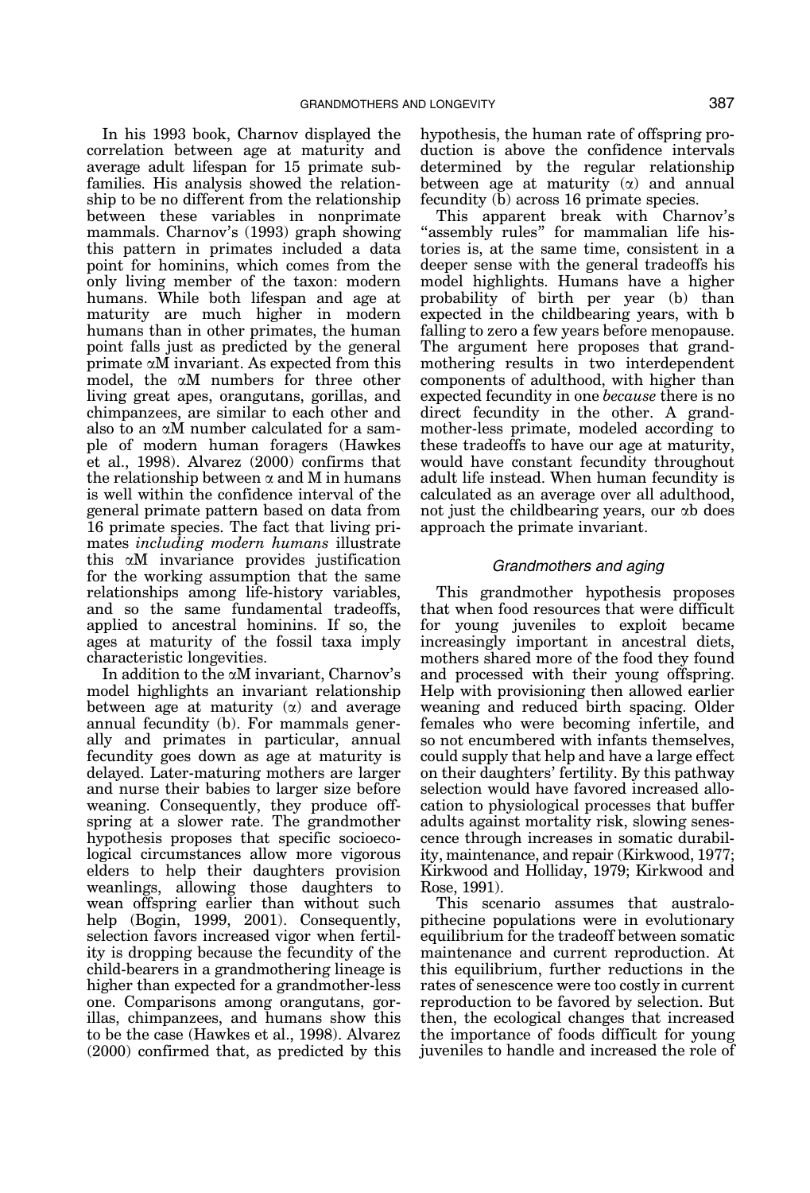In his 1993 book, Charnov displayed the correlation between age at maturity and average adult lifespan for 15 primate subfamilies. His analysis showed the relationship to be no different from the relationship between these variables in nonprimate mammals. Charnov's (1993) graph showing this pattern in primates included a data point for hominins, which comes from the only living member of the taxon: modern humans. While both lifespan and age at maturity are much higher in modern humans than in other primates, the human point falls just as predicted by the general primate $\alpha M$ invariant. As expected from this model, the $\alpha M$ numbers for three other living great apes, orangutans, gorillas, and chimpanzees, are similar to each other and also to an $\alpha M$ number calculated for a sample of modern human foragers (Hawkes et al., 1998). Alvarez (2000) confirms that the relationship between $\alpha$ and M in humans is well within the confidence interval of the general primate pattern based on data from 16 primate species. The fact that living primates *including modern humans* illustrate this $\alpha M$ invariance provides justification for the working assumption that the same relationships among life-history variables, and so the same fundamental tradeoffs, applied to ancestral hominins. If so, the ages at maturity of the fossil taxa imply characteristic longevities.

In addition to the $\alpha M$ invariant, Charnov's model highlights an invariant relationship between age at maturity ($\alpha$) and average annual fecundity (b). For mammals generally and primates in particular, annual fecundity goes down as age at maturity is delayed. Later-maturing mothers are larger and nurse their babies to larger size before weaning. Consequently, they produce offspring at a slower rate. The grandmother hypothesis proposes that specific socioecological circumstances allow more vigorous elders to help their daughters provision weanlings, allowing those daughters to wean offspring earlier than without such help (Bogin, 1999, 2001). Consequently, selection favors increased vigor when fertility is dropping because the fecundity of the child-bearers in a grandmothering lineage is higher than expected for a grandmother-less one. Comparisons among orangutans, gorillas, chimpanzees, and humans show this to be the case (Hawkes et al., 1998). Alvarez (2000) confirmed that, as predicted by this hypothesis, the human rate of offspring production is above the confidence intervals determined by the regular relationship between age at maturity ($\alpha$) and annual fecundity (b) across 16 primate species.

This apparent break with Charnov's "assembly rules" for mammalian life histories is, at the same time, consistent in a deeper sense with the general tradeoffs his model highlights. Humans have a higher probability of birth per year (b) than expected in the childbearing years, with b falling to zero a few years before menopause. The argument here proposes that grandmothering results in two interdependent components of adulthood, with higher than expected fecundity in one *because* there is no direct fecundity in the other. A grandmother-less primate, modeled according to these tradeoffs to have our age at maturity, would have constant fecundity throughout adult life instead. When human fecundity is calculated as an average over all adulthood, not just the childbearing years, our $\alpha b$ does approach the primate invariant.

### *Grandmothers and aging*

This grandmother hypothesis proposes that when food resources that were difficult for young juveniles to exploit became increasingly important in ancestral diets, mothers shared more of the food they found and processed with their young offspring. Help with provisioning then allowed earlier weaning and reduced birth spacing. Older females who were becoming infertile, and so not encumbered with infants themselves, could supply that help and have a large effect on their daughters' fertility. By this pathway selection would have favored increased allocation to physiological processes that buffer adults against mortality risk, slowing senescence through increases in somatic durability, maintenance, and repair (Kirkwood, 1977; Kirkwood and Holliday, 1979; Kirkwood and Rose, 1991).

This scenario assumes that australopithecine populations were in evolutionary equilibrium for the tradeoff between somatic maintenance and current reproduction. At this equilibrium, further reductions in the rates of senescence were too costly in current reproduction to be favored by selection. But then, the ecological changes that increased the importance of foods difficult for young juveniles to handle and increased the role of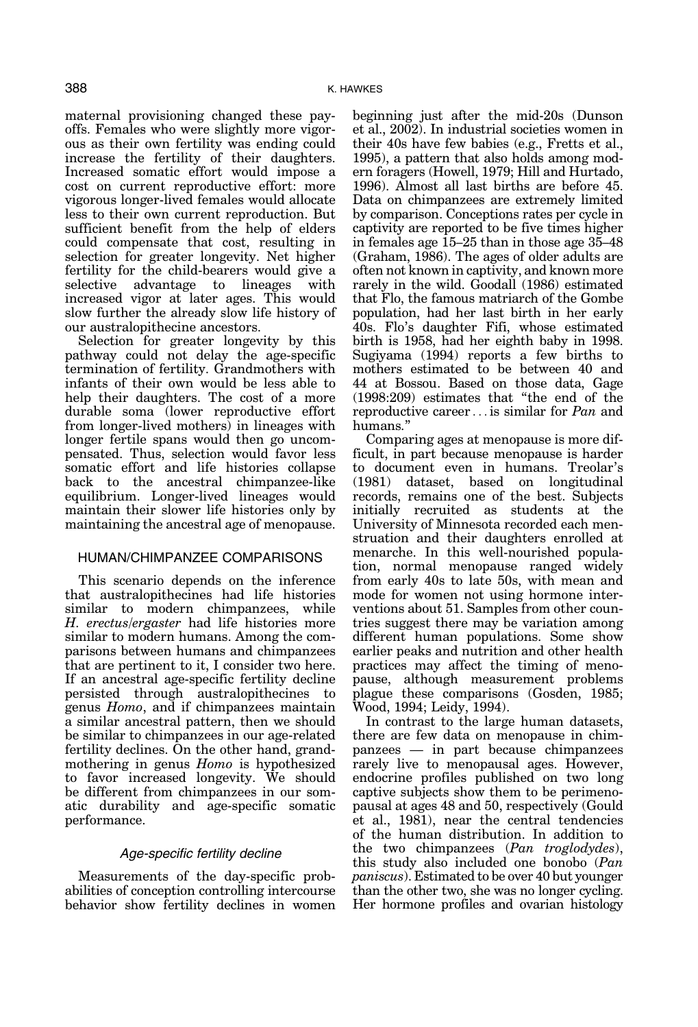maternal provisioning changed these payoffs. Females who were slightly more vigorous as their own fertility was ending could increase the fertility of their daughters. Increased somatic effort would impose a cost on current reproductive effort: more vigorous longer-lived females would allocate less to their own current reproduction. But sufficient benefit from the help of elders could compensate that cost, resulting in selection for greater longevity. Net higher fertility for the child-bearers would give a selective advantage to lineages with increased vigor at later ages. This would slow further the already slow life history of our australopithecine ancestors.

Selection for greater longevity by this pathway could not delay the age-specific termination of fertility. Grandmothers with infants of their own would be less able to help their daughters. The cost of a more durable soma (lower reproductive effort from longer-lived mothers) in lineages with longer fertile spans would then go uncompensated. Thus, selection would favor less somatic effort and life histories collapse back to the ancestral chimpanzee-like equilibrium. Longer-lived lineages would maintain their slower life histories only by maintaining the ancestral age of menopause.

## HUMAN/CHIMPANZEE COMPARISONS

This scenario depends on the inference that australopithecines had life histories similar to modern chimpanzees, while *H. erectus/ergaster* had life histories more similar to modern humans. Among the comparisons between humans and chimpanzees that are pertinent to it, I consider two here. If an ancestral age-specific fertility decline persisted through australopithecines to genus *Homo*, and if chimpanzees maintain a similar ancestral pattern, then we should be similar to chimpanzees in our age-related fertility declines. On the other hand, grandmothering in genus *Homo* is hypothesized to favor increased longevity. We should be different from chimpanzees in our somatic durability and age-specific somatic performance.

### *Age-specific fertility decline*

Measurements of the day-specific probabilities of conception controlling intercourse behavior show fertility declines in women beginning just after the mid-20s (Dunson et al., 2002). In industrial societies women in their 40s have few babies (e.g., Fretts et al., 1995), a pattern that also holds among modern foragers (Howell, 1979; Hill and Hurtado, 1996). Almost all last births are before 45. Data on chimpanzees are extremely limited by comparison. Conceptions rates per cycle in captivity are reported to be five times higher in females age 15–25 than in those age 35–48 (Graham, 1986). The ages of older adults are often not known in captivity, and known more rarely in the wild. Goodall (1986) estimated that Flo, the famous matriarch of the Gombe population, had her last birth in her early 40s. Flo's daughter Fifi, whose estimated birth is 1958, had her eighth baby in 1998. Sugiyama (1994) reports a few births to mothers estimated to be between 40 and 44 at Bossou. Based on those data, Gage (1998:209) estimates that "the end of the reproductive career . . . is similar for *Pan* and humans."

Comparing ages at menopause is more difficult, in part because menopause is harder to document even in humans. Treolar's (1981) dataset, based on longitudinal records, remains one of the best. Subjects initially recruited as students at the University of Minnesota recorded each menstruation and their daughters enrolled at menarche. In this well-nourished population, normal menopause ranged widely from early 40s to late 50s, with mean and mode for women not using hormone interventions about 51. Samples from other countries suggest there may be variation among different human populations. Some show earlier peaks and nutrition and other health practices may affect the timing of menopause, although measurement problems plague these comparisons (Gosden, 1985; Wood, 1994; Leidy, 1994).

In contrast to the large human datasets, there are few data on menopause in chimpanzees — in part because chimpanzees rarely live to menopausal ages. However, endocrine profiles published on two long captive subjects show them to be perimenopausal at ages 48 and 50, respectively (Gould et al., 1981), near the central tendencies of the human distribution. In addition to the two chimpanzees (*Pan troglodytes*), this study also included one bonobo (*Pan paniscus*). Estimated to be over 40 but younger than the other two, she was no longer cycling. Her hormone profiles and ovarian histology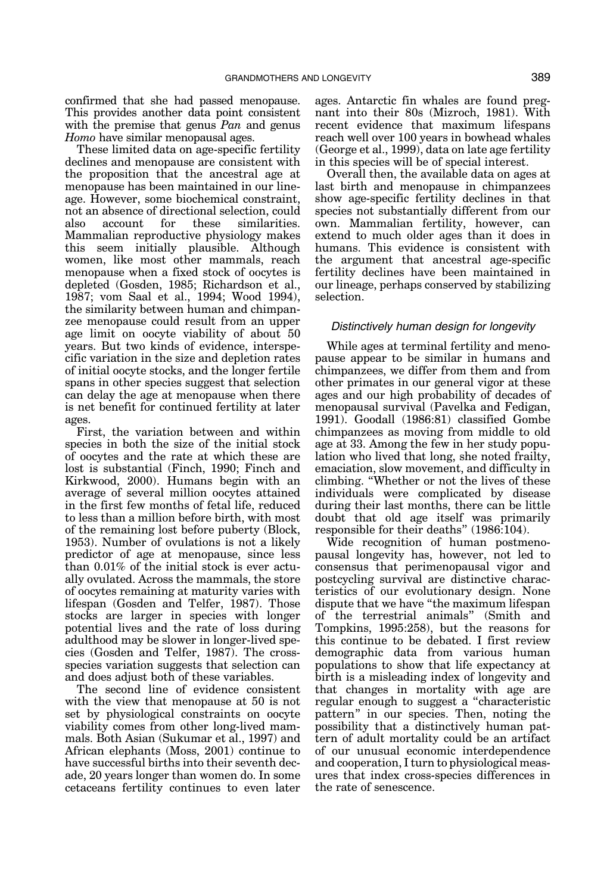confirmed that she had passed menopause. This provides another data point consistent with the premise that genus *Pan* and genus *Homo* have similar menopausal ages.

These limited data on age-specific fertility declines and menopause are consistent with the proposition that the ancestral age at menopause has been maintained in our lineage. However, some biochemical constraint, not an absence of directional selection, could also account for these similarities. Mammalian reproductive physiology makes this seem initially plausible. Although women, like most other mammals, reach menopause when a fixed stock of oocytes is depleted (Gosden, 1985; Richardson et al., 1987; vom Saal et al., 1994; Wood 1994), the similarity between human and chimpanzee menopause could result from an upper age limit on oocyte viability of about 50 years. But two kinds of evidence, interspecific variation in the size and depletion rates of initial oocyte stocks, and the longer fertile spans in other species suggest that selection can delay the age at menopause when there is net benefit for continued fertility at later ages.

First, the variation between and within species in both the size of the initial stock of oocytes and the rate at which these are lost is substantial (Finch, 1990; Finch and Kirkwood, 2000). Humans begin with an average of several million oocytes attained in the first few months of fetal life, reduced to less than a million before birth, with most of the remaining lost before puberty (Block, 1953). Number of ovulations is not a likely predictor of age at menopause, since less than 0.01% of the initial stock is ever actually ovulated. Across the mammals, the store of oocytes remaining at maturity varies with lifespan (Gosden and Telfer, 1987). Those stocks are larger in species with longer potential lives and the rate of loss during adulthood may be slower in longer-lived species (Gosden and Telfer, 1987). The cross-species variation suggests that selection can and does adjust both of these variables.

The second line of evidence consistent with the view that menopause at 50 is not set by physiological constraints on oocyte viability comes from other long-lived mammals. Both Asian (Sukumar et al., 1997) and African elephants (Moss, 2001) continue to have successful births into their seventh decade, 20 years longer than women do. In some cetaceans fertility continues to even later ages. Antarctic fin whales are found pregnant into their 80s (Mizroch, 1981). With recent evidence that maximum lifespans reach well over 100 years in bowhead whales (George et al., 1999), data on late age fertility in this species will be of special interest.

Overall then, the available data on ages at last birth and menopause in chimpanzees show age-specific fertility declines in that species not substantially different from our own. Mammalian fertility, however, can extend to much older ages than it does in humans. This evidence is consistent with the argument that ancestral age-specific fertility declines have been maintained in our lineage, perhaps conserved by stabilizing selection.

### *Distinctively human design for longevity*

While ages at terminal fertility and menopause appear to be similar in humans and chimpanzees, we differ from them and from other primates in our general vigor at these ages and our high probability of decades of menopausal survival (Pavelka and Fedigan, 1991). Goodall (1986:81) classified Gombe chimpanzees as moving from middle to old age at 33. Among the few in her study population who lived that long, she noted frailty, emaciation, slow movement, and difficulty in climbing. "Whether or not the lives of these individuals were complicated by disease during their last months, there can be little doubt that old age itself was primarily responsible for their deaths" (1986:104).

Wide recognition of human postmenopausal longevity has, however, not led to consensus that perimenopausal vigor and postcycling survival are distinctive characteristics of our evolutionary design. None dispute that we have "the maximum lifespan of the terrestrial animals" (Smith and Tompkins, 1995:258), but the reasons for this continue to be debated. I first review demographic data from various human populations to show that life expectancy at birth is a misleading index of longevity and that changes in mortality with age are regular enough to suggest a "characteristic pattern" in our species. Then, noting the possibility that a distinctively human pattern of adult mortality could be an artifact of our unusual economic interdependence and cooperation, I turn to physiological measures that index cross-species differences in the rate of senescence.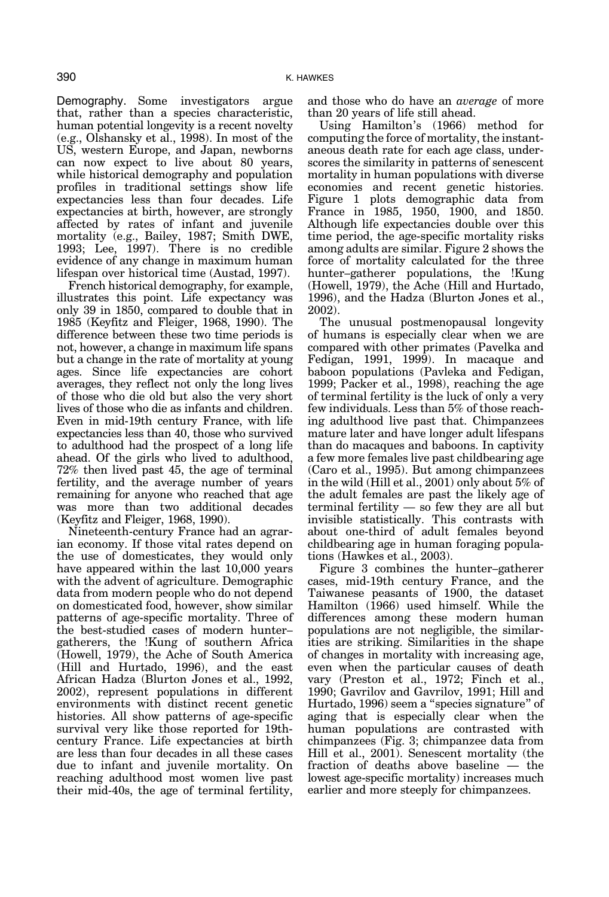**Demography.** Some investigators argue that, rather than a species characteristic, human potential longevity is a recent novelty (e.g., Olshansky et al., 1998). In most of the US, western Europe, and Japan, newborns can now expect to live about 80 years, while historical demography and population profiles in traditional settings show life expectancies less than four decades. Life expectancies at birth, however, are strongly affected by rates of infant and juvenile mortality (e.g., Bailey, 1987; Smith DWE, 1993; Lee, 1997). There is no credible evidence of any change in maximum human lifespan over historical time (Austad, 1997).

French historical demography, for example, illustrates this point. Life expectancy was only 39 in 1850, compared to double that in 1985 (Keyfitz and Fleiger, 1968, 1990). The difference between these two time periods is not, however, a change in maximum life spans but a change in the rate of mortality at young ages. Since life expectancies are cohort averages, they reflect not only the long lives of those who die old but also the very short lives of those who die as infants and children. Even in mid-19th century France, with life expectancies less than 40, those who survived to adulthood had the prospect of a long life ahead. Of the girls who lived to adulthood, 72% then lived past 45, the age of terminal fertility, and the average number of years remaining for anyone who reached that age was more than two additional decades (Keyfitz and Fleiger, 1968, 1990).

Nineteenth-century France had an agrarian economy. If those vital rates depend on the use of domesticates, they would only have appeared within the last 10,000 years with the advent of agriculture. Demographic data from modern people who do not depend on domesticated food, however, show similar patterns of age-specific mortality. Three of the best-studied cases of modern hunter–gatherers, the !Kung of southern Africa (Howell, 1979), the Ache of South America (Hill and Hurtado, 1996), and the east African Hadza (Blurton Jones et al., 1992, 2002), represent populations in different environments with distinct recent genetic histories. All show patterns of age-specific survival very like those reported for 19th-century France. Life expectancies at birth are less than four decades in all these cases due to infant and juvenile mortality. On reaching adulthood most women live past their mid-40s, the age of terminal fertility, and those who do have an *average* of more than 20 years of life still ahead.

Using Hamilton's (1966) method for computing the force of mortality, the instantaneous death rate for each age class, underscores the similarity in patterns of senescent mortality in human populations with diverse economies and recent genetic histories. Figure 1 plots demographic data from France in 1985, 1950, 1900, and 1850. Although life expectancies double over this time period, the age-specific mortality risks among adults are similar. Figure 2 shows the force of mortality calculated for the three hunter–gatherer populations, the !Kung (Howell, 1979), the Ache (Hill and Hurtado, 1996), and the Hadza (Blurton Jones et al., 2002).

The unusual postmenopausal longevity of humans is especially clear when we are compared with other primates (Pavelka and Fedigan, 1991, 1999). In macaque and baboon populations (Pavleka and Fedigan, 1999; Packer et al., 1998), reaching the age of terminal fertility is the luck of only a very few individuals. Less than 5% of those reaching adulthood live past that. Chimpanzees mature later and have longer adult lifespans than do macaques and baboons. In captivity a few more females live past childbearing age (Caro et al., 1995). But among chimpanzees in the wild (Hill et al., 2001) only about 5% of the adult females are past the likely age of terminal fertility — so few they are all but invisible statistically. This contrasts with about one-third of adult females beyond childbearing age in human foraging populations (Hawkes et al., 2003).

Figure 3 combines the hunter–gatherer cases, mid-19th century France, and the Taiwanese peasants of 1900, the dataset Hamilton (1966) used himself. While the differences among these modern human populations are not negligible, the similarities are striking. Similarities in the shape of changes in mortality with increasing age, even when the particular causes of death vary (Preston et al., 1972; Finch et al., 1990; Gavrilov and Gavrilov, 1991; Hill and Hurtado, 1996) seem a "species signature" of aging that is especially clear when the human populations are contrasted with chimpanzees (Fig. 3; chimpanzee data from Hill et al., 2001). Senescent mortality (the fraction of deaths above baseline — the lowest age-specific mortality) increases much earlier and more steeply for chimpanzees.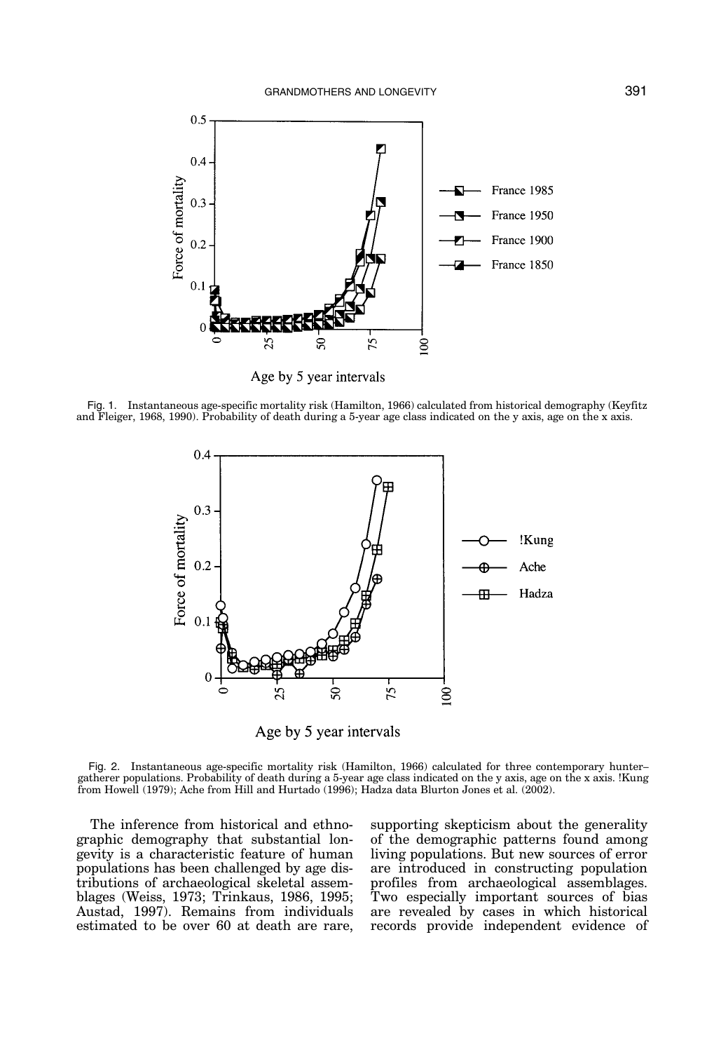0.5
0.4
0.3
0.2
0.1
0
Force of mortality
0
25
50
75
100
Age by 5 year intervals
France 1985
France 1950
France 1900
France 1850

Fig. 1. Instantaneous age-specific mortality risk (Hamilton, 1966) calculated from historical demography (Keyfitz and Fleiger, 1968, 1990). Probability of death during a 5-year age class indicated on the y axis, age on the x axis.

0.4
0.3
0.2
0.1
0
Force of mortality
0
25
50
75
100
Age by 5 year intervals
!Kung
Ache
Hadza

Fig. 2. Instantaneous age-specific mortality risk (Hamilton, 1966) calculated for three contemporary hunter–gatherer populations. Probability of death during a 5-year age class indicated on the y axis, age on the x axis. !Kung from Howell (1979); Ache from Hill and Hurtado (1996); Hadza data Blurton Jones et al. (2002).

The inference from historical and ethnographic demography that substantial longevity is a characteristic feature of human populations has been challenged by age distributions of archaeological skeletal assemblages (Weiss, 1973; Trinkaus, 1986, 1995; Austad, 1997). Remains from individuals estimated to be over 60 at death are rare, supporting skepticism about the generality of the demographic patterns found among living populations. But new sources of error are introduced in constructing population profiles from archaeological assemblages. Two especially important sources of bias are revealed by cases in which historical records provide independent evidence of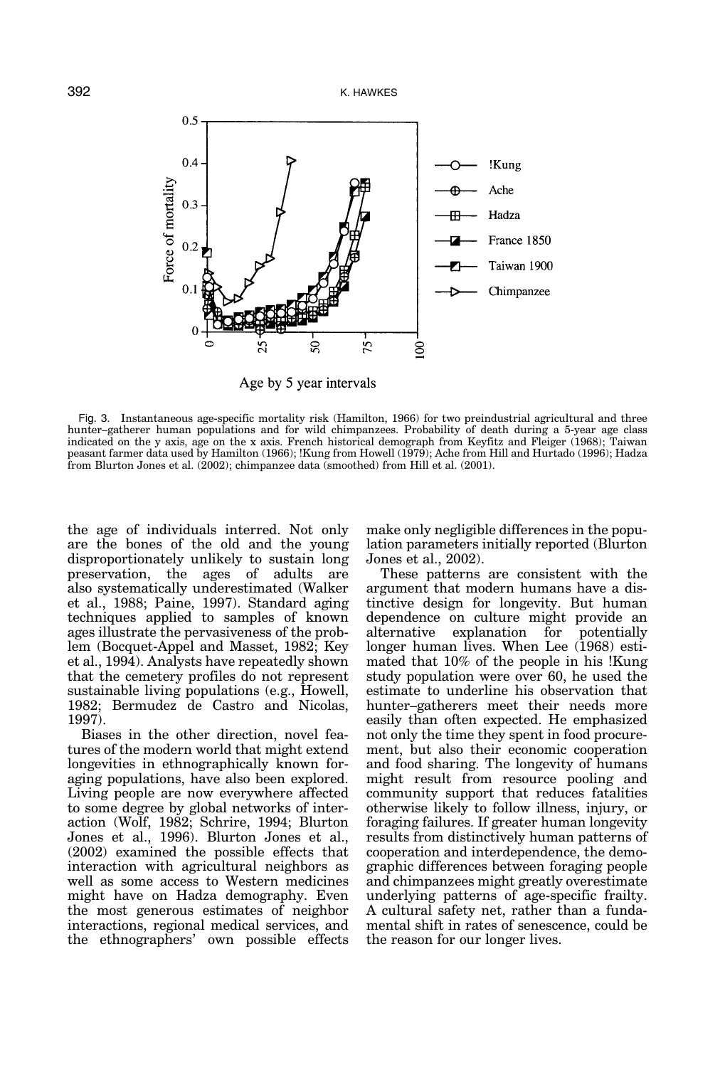0.5
0.4
0.3
0.2
0.1
0
Force of mortality
0
25
50
75
100
Age by 5 year intervals
!Kung
Ache
Hadza
France 1850
Taiwan 1900
Chimpanzee

Fig. 3. Instantaneous age-specific mortality risk (Hamilton, 1966) for two preindustrial agricultural and three hunter–gatherer human populations and for wild chimpanzees. Probability of death during a 5-year age class indicated on the y axis, age on the x axis. French historical demograph from Keyfitz and Fleiger (1968); Taiwan peasant farmer data used by Hamilton (1966); !Kung from Howell (1979); Ache from Hill and Hurtado (1996); Hadza from Blurton Jones et al. (2002); chimpanzee data (smoothed) from Hill et al. (2001).

the age of individuals interred. Not only are the bones of the old and the young disproportionately unlikely to sustain long preservation, the ages of adults are also systematically underestimated (Walker et al., 1988; Paine, 1997). Standard aging techniques applied to samples of known ages illustrate the pervasiveness of the problem (Bocquet-Appel and Masset, 1982; Key et al., 1994). Analysts have repeatedly shown that the cemetery profiles do not represent sustainable living populations (e.g., Howell, 1982; Bermudez de Castro and Nicolas, 1997).

Biases in the other direction, novel features of the modern world that might extend longevities in ethnographically known foraging populations, have also been explored. Living people are now everywhere affected to some degree by global networks of interaction (Wolf, 1982; Schrire, 1994; Blurton Jones et al., 1996). Blurton Jones et al., (2002) examined the possible effects that interaction with agricultural neighbors as well as some access to Western medicines might have on Hadza demography. Even the most generous estimates of neighbor interactions, regional medical services, and the ethnographers' own possible effects make only negligible differences in the population parameters initially reported (Blurton Jones et al., 2002).

These patterns are consistent with the argument that modern humans have a distinctive design for longevity. But human dependence on culture might provide an alternative explanation for potentially longer human lives. When Lee (1968) estimated that 10% of the people in his !Kung study population were over 60, he used the estimate to underline his observation that hunter–gatherers meet their needs more easily than often expected. He emphasized not only the time they spent in food procurement, but also their economic cooperation and food sharing. The longevity of humans might result from resource pooling and community support that reduces fatalities otherwise likely to follow illness, injury, or foraging failures. If greater human longevity results from distinctively human patterns of cooperation and interdependence, the demographic differences between foraging people and chimpanzees might greatly overestimate underlying patterns of age-specific frailty. A cultural safety net, rather than a fundamental shift in rates of senescence, could be the reason for our longer lives.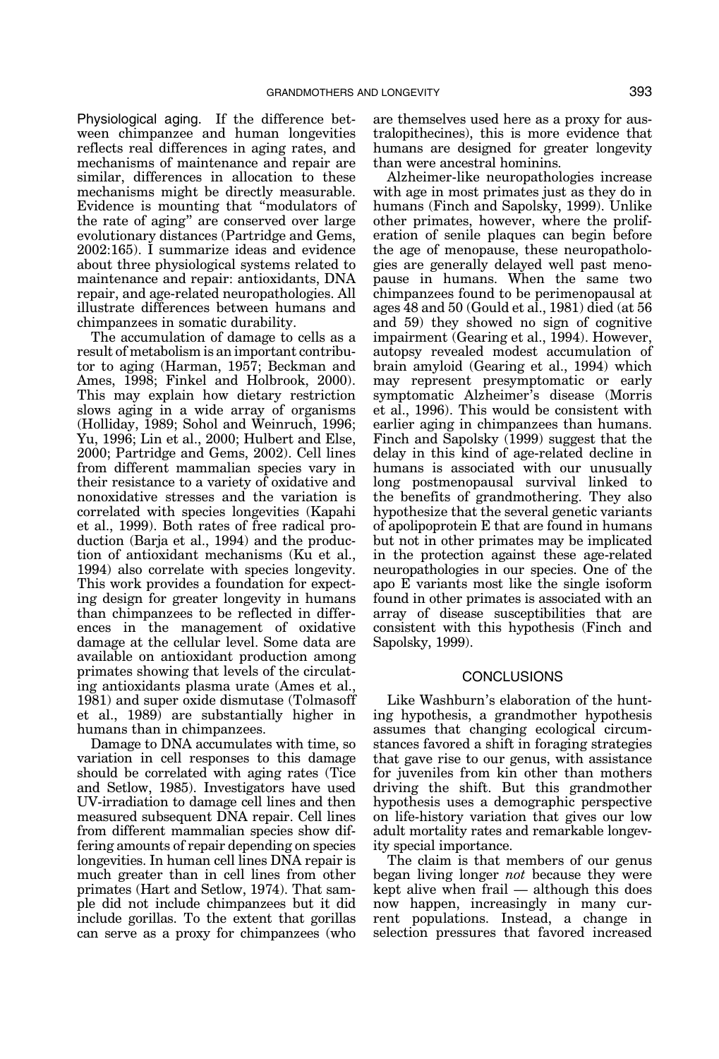**Physiological aging.** If the difference between chimpanzee and human longevities reflects real differences in aging rates, and mechanisms of maintenance and repair are similar, differences in allocation to these mechanisms might be directly measurable. Evidence is mounting that "modulators of the rate of aging" are conserved over large evolutionary distances (Partridge and Gems, 2002:165). I summarize ideas and evidence about three physiological systems related to maintenance and repair: antioxidants, DNA repair, and age-related neuropathologies. All illustrate differences between humans and chimpanzees in somatic durability.

The accumulation of damage to cells as a result of metabolism is an important contributor to aging (Harman, 1957; Beckman and Ames, 1998; Finkel and Holbrook, 2000). This may explain how dietary restriction slows aging in a wide array of organisms (Holliday, 1989; Sohol and Weinruch, 1996; Yu, 1996; Lin et al., 2000; Hulbert and Else, 2000; Partridge and Gems, 2002). Cell lines from different mammalian species vary in their resistance to a variety of oxidative and nonoxidative stresses and the variation is correlated with species longevities (Kapahi et al., 1999). Both rates of free radical production (Barja et al., 1994) and the production of antioxidant mechanisms (Ku et al., 1994) also correlate with species longevity. This work provides a foundation for expecting design for greater longevity in humans than chimpanzees to be reflected in differences in the management of oxidative damage at the cellular level. Some data are available on antioxidant production among primates showing that levels of the circulating antioxidants plasma urate (Ames et al., 1981) and super oxide dismutase (Tolmasoff et al., 1989) are substantially higher in humans than in chimpanzees.

Damage to DNA accumulates with time, so variation in cell responses to this damage should be correlated with aging rates (Tice and Setlow, 1985). Investigators have used UV-irradiation to damage cell lines and then measured subsequent DNA repair. Cell lines from different mammalian species show differing amounts of repair depending on species longevities. In human cell lines DNA repair is much greater than in cell lines from other primates (Hart and Setlow, 1974). That sample did not include chimpanzees but it did include gorillas. To the extent that gorillas can serve as a proxy for chimpanzees (who are themselves used here as a proxy for australopithecines), this is more evidence that humans are designed for greater longevity than were ancestral hominins.

Alzheimer-like neuropathologies increase with age in most primates just as they do in humans (Finch and Sapolsky, 1999). Unlike other primates, however, where the proliferation of senile plaques can begin before the age of menopause, these neuropathologies are generally delayed well past menopause in humans. When the same two chimpanzees found to be perimenopausal at ages 48 and 50 (Gould et al., 1981) died (at 56 and 59) they showed no sign of cognitive impairment (Gearing et al., 1994). However, autopsy revealed modest accumulation of brain amyloid (Gearing et al., 1994) which may represent presymptomatic or early symptomatic Alzheimer's disease (Morris et al., 1996). This would be consistent with earlier aging in chimpanzees than humans. Finch and Sapolsky (1999) suggest that the delay in this kind of age-related decline in humans is associated with our unusually long postmenopausal survival linked to the benefits of grandmothering. They also hypothesize that the several genetic variants of apolipoprotein E that are found in humans but not in other primates may be implicated in the protection against these age-related neuropathologies in our species. One of the apo E variants most like the single isoform found in other primates is associated with an array of disease susceptibilities that are consistent with this hypothesis (Finch and Sapolsky, 1999).

## CONCLUSIONS

Like Washburn's elaboration of the hunting hypothesis, a grandmother hypothesis assumes that changing ecological circumstances favored a shift in foraging strategies that gave rise to our genus, with assistance for juveniles from kin other than mothers driving the shift. But this grandmother hypothesis uses a demographic perspective on life-history variation that gives our low adult mortality rates and remarkable longevity special importance.

The claim is that members of our genus began living longer *not* because they were kept alive when frail — although this does now happen, increasingly in many current populations. Instead, a change in selection pressures that favored increased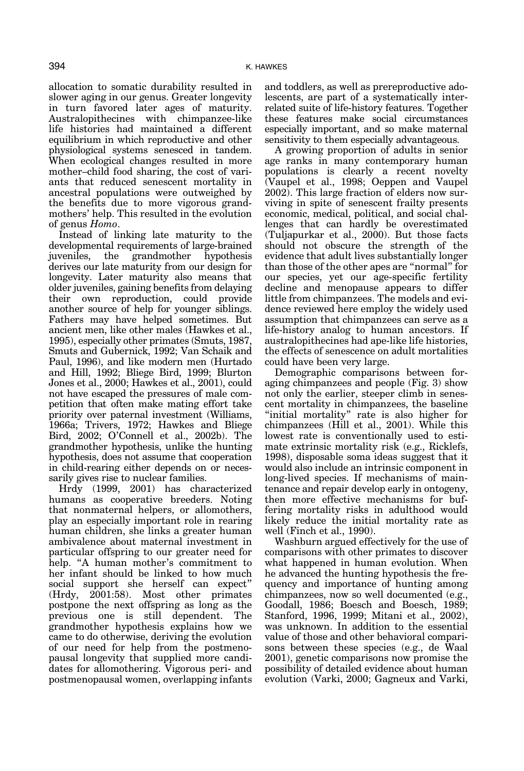allocation to somatic durability resulted in slower aging in our genus. Greater longevity in turn favored later ages of maturity. Australopithecines with chimpanzee-like life histories had maintained a different equilibrium in which reproductive and other physiological systems senesced in tandem. When ecological changes resulted in more mother–child food sharing, the cost of variants that reduced senescent mortality in ancestral populations were outweighed by the benefits due to more vigorous grandmothers' help. This resulted in the evolution of genus *Homo*.

Instead of linking late maturity to the developmental requirements of large-brained juveniles, the grandmother hypothesis derives our late maturity from our design for longevity. Later maturity also means that older juveniles, gaining benefits from delaying their own reproduction, could provide another source of help for younger siblings. Fathers may have helped sometimes. But ancient men, like other males (Hawkes et al., 1995), especially other primates (Smuts, 1987, Smuts and Gubernick, 1992; Van Schaik and Paul, 1996), and like modern men (Hurtado and Hill, 1992; Bliege Bird, 1999; Blurton Jones et al., 2000; Hawkes et al., 2001), could not have escaped the pressures of male competition that often make mating effort take priority over paternal investment (Williams, 1966a; Trivers, 1972; Hawkes and Bliege Bird, 2002; O'Connell et al., 2002b). The grandmother hypothesis, unlike the hunting hypothesis, does not assume that cooperation in child-rearing either depends on or necessarily gives rise to nuclear families.

Hrdy (1999, 2001) has characterized humans as cooperative breeders. Noting that nonmaternal helpers, or allomothers, play an especially important role in rearing human children, she links a greater human ambivalence about maternal investment in particular offspring to our greater need for help. "A human mother's commitment to her infant should be linked to how much social support she herself can expect" (Hrdy, 2001:58). Most other primates postpone the next offspring as long as the previous one is still dependent. The grandmother hypothesis explains how we came to do otherwise, deriving the evolution of our need for help from the postmenopausal longevity that supplied more candidates for allomothering. Vigorous peri- and postmenopausal women, overlapping infants and toddlers, as well as prereproductive adolescents, are part of a systematically interrelated suite of life-history features. Together these features make social circumstances especially important, and so make maternal sensitivity to them especially advantageous.

A growing proportion of adults in senior age ranks in many contemporary human populations is clearly a recent novelty (Vaupel et al., 1998; Oeppen and Vaupel 2002). This large fraction of elders now surviving in spite of senescent frailty presents economic, medical, political, and social challenges that can hardly be overestimated (Tuljapurkar et al., 2000). But those facts should not obscure the strength of the evidence that adult lives substantially longer than those of the other apes are "normal" for our species, yet our age-specific fertility decline and menopause appears to differ little from chimpanzees. The models and evidence reviewed here employ the widely used assumption that chimpanzees can serve as a life-history analog to human ancestors. If australopithecines had ape-like life histories, the effects of senescence on adult mortalities could have been very large.

Demographic comparisons between foraging chimpanzees and people (Fig. 3) show not only the earlier, steeper climb in senescent mortality in chimpanzees, the baseline "initial mortality" rate is also higher for chimpanzees (Hill et al., 2001). While this lowest rate is conventionally used to estimate extrinsic mortality risk (e.g., Ricklefs, 1998), disposable soma ideas suggest that it would also include an intrinsic component in long-lived species. If mechanisms of maintenance and repair develop early in ontogeny, then more effective mechanisms for buffering mortality risks in adulthood would likely reduce the initial mortality rate as well (Finch et al., 1990).

Washburn argued effectively for the use of comparisons with other primates to discover what happened in human evolution. When he advanced the hunting hypothesis the frequency and importance of hunting among chimpanzees, now so well documented (e.g., Goodall, 1986; Boesch and Boesch, 1989; Stanford, 1996, 1999; Mitani et al., 2002), was unknown. In addition to the essential value of those and other behavioral comparisons between these species (e.g., de Waal 2001), genetic comparisons now promise the possibility of detailed evidence about human evolution (Varki, 2000; Gagneux and Varki,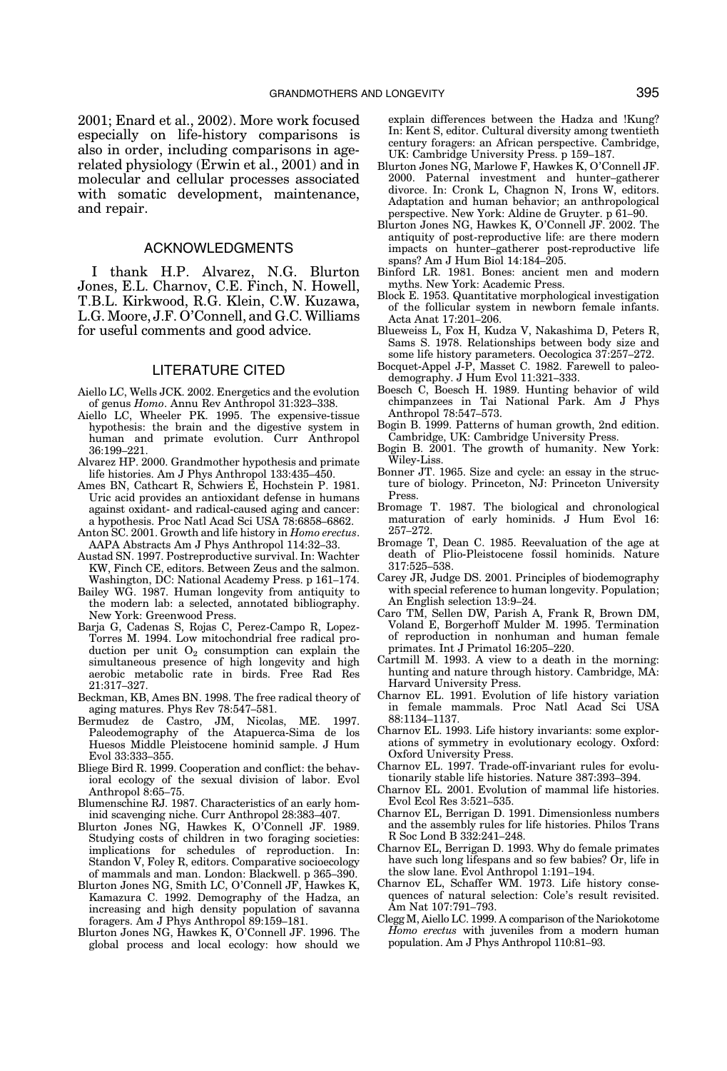2001; Enard et al., 2002). More work focused especially on life-history comparisons is also in order, including comparisons in age-related physiology (Erwin et al., 2001) and in molecular and cellular processes associated with somatic development, maintenance, and repair.

## ACKNOWLEDGMENTS

I thank H.P. Alvarez, N.G. Blurton Jones, E.L. Charnov, C.E. Finch, N. Howell, T.B.L. Kirkwood, R.G. Klein, C.W. Kuzawa, L.G. Moore, J.F. O'Connell, and G.C. Williams for useful comments and good advice.

## LITERATURE CITED

Aiello LC, Wells JCK. 2002. Energetics and the evolution of genus *Homo*. Annu Rev Anthropol 31:323–338.

Aiello LC, Wheeler PK. 1995. The expensive-tissue hypothesis: the brain and the digestive system in human and primate evolution. Curr Anthropol 36:199–221.

Alvarez HP. 2000. Grandmother hypothesis and primate life histories. Am J Phys Anthropol 133:435–450.

Ames BN, Cathcart R, Schwiers E, Hochstein P. 1981. Uric acid provides an antioxidant defense in humans against oxidant- and radical-caused aging and cancer: a hypothesis. Proc Natl Acad Sci USA 78:6858–6862.

Anton SC. 2001. Growth and life history in *Homo erectus*. AAPA Abstracts Am J Phys Anthropol 114:32–33.

Austad SN. 1997. Postreproductive survival. In: Wachter KW, Finch CE, editors. Between Zeus and the salmon. Washington, DC: National Academy Press. p 161–174.

Bailey WG. 1987. Human longevity from antiquity to the modern lab: a selected, annotated bibliography. New York: Greenwood Press.

Barja G, Cadenas S, Rojas C, Perez-Campo R, Lopez-Torres M. 1994. Low mitochondrial free radical production per unit $O_2$ consumption can explain the simultaneous presence of high longevity and high aerobic metabolic rate in birds. Free Rad Res 21:317–327.

Beckman, KB, Ames BN. 1998. The free radical theory of aging matures. Phys Rev 78:547–581.

Bermudez de Castro, JM, Nicolas, ME. 1997. Paleodemography of the Atapuerca-Sima de los Huesos Middle Pleistocene hominid sample. J Hum Evol 33:333–355.

Bliege Bird R. 1999. Cooperation and conflict: the behavioral ecology of the sexual division of labor. Evol Anthropol 8:65–75.

Blumenschine RJ. 1987. Characteristics of an early hominid scavenging niche. Curr Anthropol 28:383–407.

Blurton Jones NG, Hawkes K, O'Connell JF. 1989. Studying costs of children in two foraging societies: implications for schedules of reproduction. In: Standon V, Foley R, editors. Comparative socioecology of mammals and man. London: Blackwell. p 365–390.

Blurton Jones NG, Smith LC, O'Connell JF, Hawkes K, Kamazura C. 1992. Demography of the Hadza, an increasing and high density population of savanna foragers. Am J Phys Anthropol 89:159–181.

Blurton Jones NG, Hawkes K, O'Connell JF. 1996. The global process and local ecology: how should we explain differences between the Hadza and !Kung? In: Kent S, editor. Cultural diversity among twentieth century foragers: an African perspective. Cambridge, UK: Cambridge University Press. p 159–187.

Blurton Jones NG, Marlowe F, Hawkes K, O'Connell JF. 2000. Paternal investment and hunter–gatherer divorce. In: Cronk L, Chagnon N, Irons W, editors. Adaptation and human behavior; an anthropological perspective. New York: Aldine de Gruyter. p 61–90.

Blurton Jones NG, Hawkes K, O'Connell JF. 2002. The antiquity of post-reproductive life: are there modern impacts on hunter–gatherer post-reproductive life spans? Am J Hum Biol 14:184–205.

Binford LR. 1981. Bones: ancient men and modern myths. New York: Academic Press.

Block E. 1953. Quantitative morphological investigation of the follicular system in newborn female infants. Acta Anat 17:201–206.

Blueweiss L, Fox H, Kudza V, Nakashima D, Peters R, Sams S. 1978. Relationships between body size and some life history parameters. Oecologica 37:257–272.

Bocquet-Appel J-P, Masset C. 1982. Farewell to paleodemography. J Hum Evol 11:321–333.

Boesch C, Boesch H. 1989. Hunting behavior of wild chimpanzees in Tai National Park. Am J Phys Anthropol 78:547–573.

Bogin B. 1999. Patterns of human growth, 2nd edition. Cambridge, UK: Cambridge University Press.

Bogin B. 2001. The growth of humanity. New York: Wiley-Liss.

Bonner JT. 1965. Size and cycle: an essay in the structure of biology. Princeton, NJ: Princeton University Press.

Bromage T. 1987. The biological and chronological maturation of early hominids. J Hum Evol 16: 257–272.

Bromage T, Dean C. 1985. Reevaluation of the age at death of Plio-Pleistocene fossil hominids. Nature 317:525–538.

Carey JR, Judge DS. 2001. Principles of biodemography with special reference to human longevity. Population; An English selection 13:9–24.

Caro TM, Sellen DW, Parish A, Frank R, Brown DM, Voland E, Borgerhoff Mulder M. 1995. Termination of reproduction in nonhuman and human female primates. Int J Primatol 16:205–220.

Cartmill M. 1993. A view to a death in the morning: hunting and nature through history. Cambridge, MA: Harvard University Press.

Charnov EL. 1991. Evolution of life history variation in female mammals. Proc Natl Acad Sci USA 88:1134–1137.

Charnov EL. 1993. Life history invariants: some explorations of symmetry in evolutionary ecology. Oxford: Oxford University Press.

Charnov EL. 1997. Trade-off-invariant rules for evolutionarily stable life histories. Nature 387:393–394.

Charnov EL. 2001. Evolution of mammal life histories. Evol Ecol Res 3:521–535.

Charnov EL, Berrigan D. 1991. Dimensionless numbers and the assembly rules for life histories. Philos Trans R Soc Lond B 332:241–248.

Charnov EL, Berrigan D. 1993. Why do female primates have such long lifespans and so few babies? Or, life in the slow lane. Evol Anthropol 1:191–194.

Charnov EL, Schaffer WM. 1973. Life history consequences of natural selection: Cole's result revisited. Am Nat 107:791–793.

Clegg M, Aiello LC. 1999. A comparison of the Nariokotome *Homo erectus* with juveniles from a modern human population. Am J Phys Anthropol 110:81–93.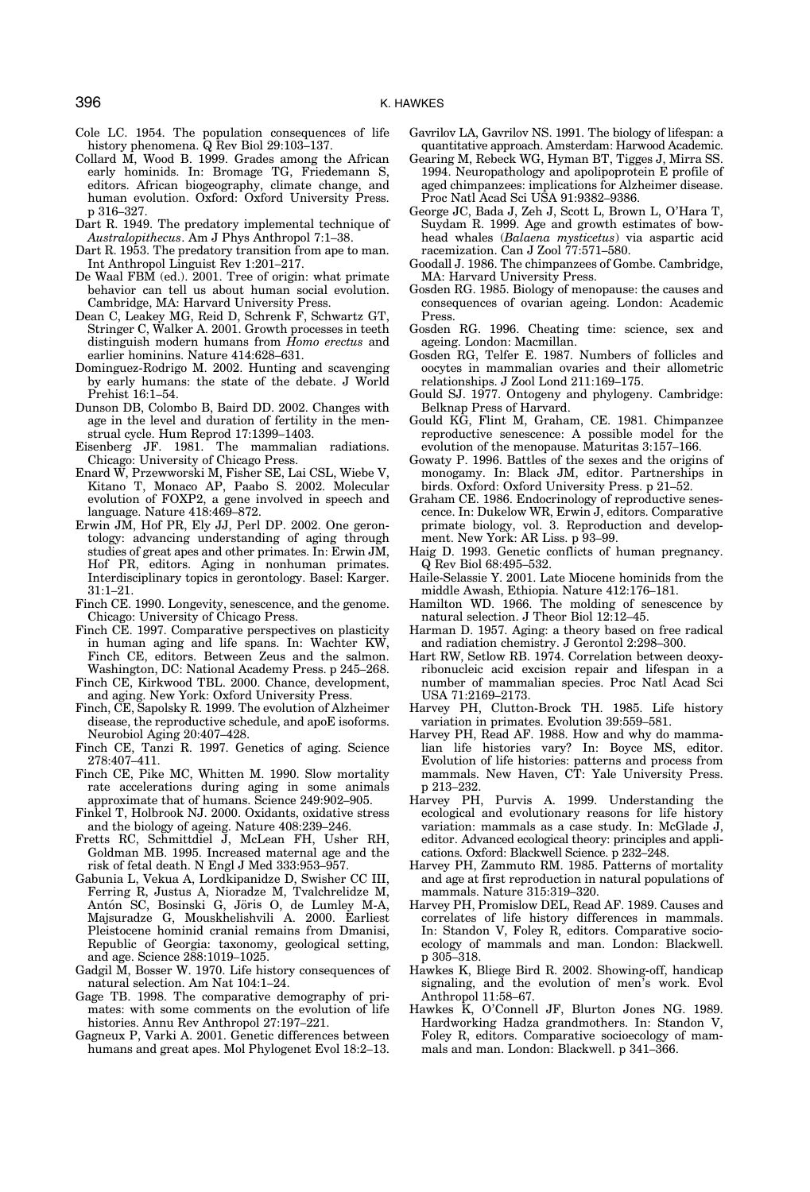Cole LC. 1954. The population consequences of life history phenomena. Q Rev Biol 29:103–137.

Collard M, Wood B. 1999. Grades among the African early hominids. In: Bromage TG, Friedemann S, editors. African biogeography, climate change, and human evolution. Oxford: Oxford University Press. p 316–327.

Dart R. 1949. The predatory implemental technique of *Australopithecus*. Am J Phys Anthropol 7:1–38.

Dart R. 1953. The predatory transition from ape to man. Int Anthropol Linguist Rev 1:201–217.

De Waal FBM (ed.). 2001. Tree of origin: what primate behavior can tell us about human social evolution. Cambridge, MA: Harvard University Press.

Dean C, Leakey MG, Reid D, Schrenk F, Schwartz GT, Stringer C, Walker A. 2001. Growth processes in teeth distinguish modern humans from *Homo erectus* and earlier hominins. Nature 414:628–631.

Dominguez-Rodrigo M. 2002. Hunting and scavenging by early humans: the state of the debate. J World Prehist 16:1–54.

Dunson DB, Colombo B, Baird DD. 2002. Changes with age in the level and duration of fertility in the menstrual cycle. Hum Reprod 17:1399–1403.

Eisenberg JF. 1981. The mammalian radiations. Chicago: University of Chicago Press.

Enard W, Przewworski M, Fisher SE, Lai CSL, Wiebe V, Kitano T, Monaco AP, Paabo S. 2002. Molecular evolution of FOXP2, a gene involved in speech and language. Nature 418:469–872.

Erwin JM, Hof PR, Ely JJ, Perl DP. 2002. One gerontology: advancing understanding of aging through studies of great apes and other primates. In: Erwin JM, Hof PR, editors. Aging in nonhuman primates. Interdisciplinary topics in gerontology. Basel: Karger. 31:1–21.

Finch CE. 1990. Longevity, senescence, and the genome. Chicago: University of Chicago Press.

Finch CE. 1997. Comparative perspectives on plasticity in human aging and life spans. In: Wachter KW, Finch CE, editors. Between Zeus and the salmon. Washington, DC: National Academy Press. p 245–268.

Finch CE, Kirkwood TBL. 2000. Chance, development, and aging. New York: Oxford University Press.

Finch, CE, Sapolsky R. 1999. The evolution of Alzheimer disease, the reproductive schedule, and apoE isoforms. Neurobiol Aging 20:407–428.

Finch CE, Tanzi R. 1997. Genetics of aging. Science 278:407–411.

Finch CE, Pike MC, Whitten M. 1990. Slow mortality rate accelerations during aging in some animals approximate that of humans. Science 249:902–905.

Finkel T, Holbrook NJ. 2000. Oxidants, oxidative stress and the biology of ageing. Nature 408:239–246.

Fretts RC, Schmittdiel J, McLean FH, Usher RH, Goldman MB. 1995. Increased maternal age and the risk of fetal death. N Engl J Med 333:953–957.

Gabunia L, Vekua A, Lordkipanidze D, Swisher CC III, Ferring R, Justus A, Nioradze M, Tvalchrelidze M, Antón SC, Bosinski G, Jöris O, de Lumley M-A, Majsuradze G, Mouskhelishvili A. 2000. Earliest Pleistocene hominid cranial remains from Dmanisi, Republic of Georgia: taxonomy, geological setting, and age. Science 288:1019–1025.

Gadgil M, Bosser W. 1970. Life history consequences of natural selection. Am Nat 104:1–24.

Gage TB. 1998. The comparative demography of primates: with some comments on the evolution of life histories. Annu Rev Anthropol 27:197–221.

Gagneux P, Varki A. 2001. Genetic differences between humans and great apes. Mol Phylogenet Evol 18:2–13.

Gavrilov LA, Gavrilov NS. 1991. The biology of lifespan: a quantitative approach. Amsterdam: Harwood Academic.

Gearing M, Rebeck WG, Hyman BT, Tigges J, Mirra SS. 1994. Neuropathology and apolipoprotein E profile of aged chimpanzees: implications for Alzheimer disease. Proc Natl Acad Sci USA 91:9382–9386.

George JC, Bada J, Zeh J, Scott L, Brown L, O'Hara T, Suydam R. 1999. Age and growth estimates of bowhead whales (*Balaena mysticetus*) via aspartic acid racemization. Can J Zool 77:571–580.

Goodall J. 1986. The chimpanzees of Gombe. Cambridge, MA: Harvard University Press.

Gosden RG. 1985. Biology of menopause: the causes and consequences of ovarian ageing. London: Academic Press.

Gosden RG. 1996. Cheating time: science, sex and ageing. London: Macmillan.

Gosden RG, Telfer E. 1987. Numbers of follicles and oocytes in mammalian ovaries and their allometric relationships. J Zool Lond 211:169–175.

Gould SJ. 1977. Ontogeny and phylogeny. Cambridge: Belknap Press of Harvard.

Gould KG, Flint M, Graham, CE. 1981. Chimpanzee reproductive senescence: A possible model for the evolution of the menopause. Maturitas 3:157–166.

Gowaty P. 1996. Battles of the sexes and the origins of monogamy. In: Black JM, editor. Partnerships in birds. Oxford: Oxford University Press. p 21–52.

Graham CE. 1986. Endocrinology of reproductive senescence. In: Dukelow WR, Erwin J, editors. Comparative primate biology, vol. 3. Reproduction and development. New York: AR Liss. p 93–99.

Haig D. 1993. Genetic conflicts of human pregnancy. Q Rev Biol 68:495–532.

Haile-Selassie Y. 2001. Late Miocene hominids from the middle Awash, Ethiopia. Nature 412:176–181.

Hamilton WD. 1966. The molding of senescence by natural selection. J Theor Biol 12:12–45.

Harman D. 1957. Aging: a theory based on free radical and radiation chemistry. J Gerontol 2:298–300.

Hart RW, Setlow RB. 1974. Correlation between deoxyribonucleic acid excision repair and lifespan in a number of mammalian species. Proc Natl Acad Sci USA 71:2169–2173.

Harvey PH, Clutton-Brock TH. 1985. Life history variation in primates. Evolution 39:559–581.

Harvey PH, Read AF. 1988. How and why do mammalian life histories vary? In: Boyce MS, editor. Evolution of life histories: patterns and process from mammals. New Haven, CT: Yale University Press. p 213–232.

Harvey PH, Purvis A. 1999. Understanding the ecological and evolutionary reasons for life history variation: mammals as a case study. In: McGlade J, editor. Advanced ecological theory: principles and applications. Oxford: Blackwell Science. p 232–248.

Harvey PH, Zammuto RM. 1985. Patterns of mortality and age at first reproduction in natural populations of mammals. Nature 315:319–320.

Harvey PH, Promislow DEL, Read AF. 1989. Causes and correlates of life history differences in mammals. In: Standon V, Foley R, editors. Comparative socioecology of mammals and man. London: Blackwell. p 305–318.

Hawkes K, Bliege Bird R. 2002. Showing-off, handicap signaling, and the evolution of men's work. Evol Anthropol 11:58–67.

Hawkes K, O'Connell JF, Blurton Jones NG. 1989. Hardworking Hadza grandmothers. In: Standon V, Foley R, editors. Comparative socioecology of mammals and man. London: Blackwell. p 341–366.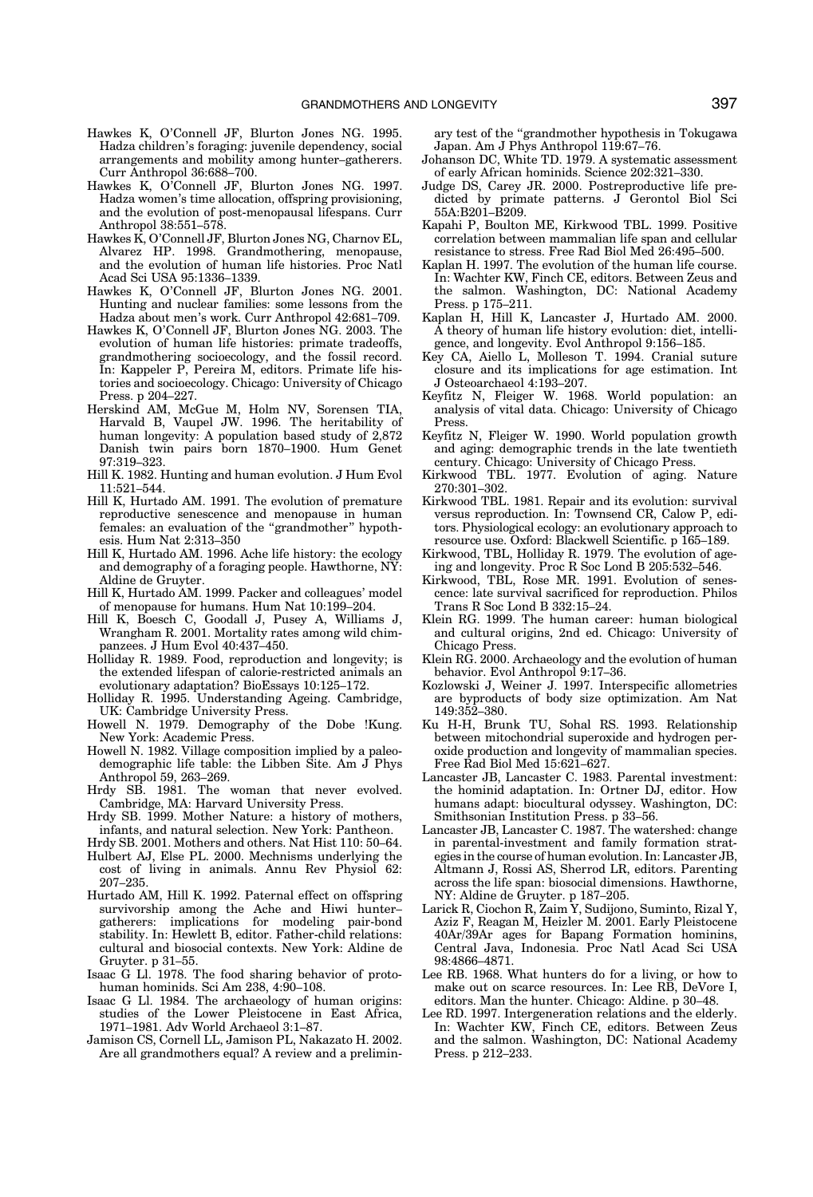Hawkes K, O'Connell JF, Blurton Jones NG. 1995. Hadza children's foraging: juvenile dependency, social arrangements and mobility among hunter–gatherers. Curr Anthropol 36:688–700.

Hawkes K, O'Connell JF, Blurton Jones NG. 1997. Hadza women's time allocation, offspring provisioning, and the evolution of post-menopausal lifespans. Curr Anthropol 38:551–578.

Hawkes K, O'Connell JF, Blurton Jones NG, Charnov EL, Alvarez HP. 1998. Grandmothering, menopause, and the evolution of human life histories. Proc Natl Acad Sci USA 95:1336–1339.

Hawkes K, O'Connell JF, Blurton Jones NG. 2001. Hunting and nuclear families: some lessons from the Hadza about men's work. Curr Anthropol 42:681–709.

Hawkes K, O'Connell JF, Blurton Jones NG. 2003. The evolution of human life histories: primate tradeoffs, grandmothering socioecology, and the fossil record. In: Kappeler P, Pereira M, editors. Primate life histories and socioecology. Chicago: University of Chicago Press. p 204–227.

Herskind AM, McGue M, Holm NV, Sorensen TIA, Harvald B, Vaupel JW. 1996. The heritability of human longevity: A population based study of 2,872 Danish twin pairs born 1870–1900. Hum Genet 97:319–323.

Hill K. 1982. Hunting and human evolution. J Hum Evol 11:521–544.

Hill K, Hurtado AM. 1991. The evolution of premature reproductive senescence and menopause in human females: an evaluation of the "grandmother" hypothesis. Hum Nat 2:313–350

Hill K, Hurtado AM. 1996. Ache life history: the ecology and demography of a foraging people. Hawthorne, NY: Aldine de Gruyter.

Hill K, Hurtado AM. 1999. Packer and colleagues' model of menopause for humans. Hum Nat 10:199–204.

Hill K, Boesch C, Goodall J, Pusey A, Williams J, Wrangham R. 2001. Mortality rates among wild chimpanzees. J Hum Evol 40:437–450.

Holliday R. 1989. Food, reproduction and longevity; is the extended lifespan of calorie-restricted animals an evolutionary adaptation? BioEssays 10:125–172.

Holliday R. 1995. Understanding Ageing. Cambridge, UK: Cambridge University Press.

Howell N. 1979. Demography of the Dobe !Kung. New York: Academic Press.

Howell N. 1982. Village composition implied by a paleodemographic life table: the Libben Site. Am J Phys Anthropol 59, 263–269.

Hrdy SB. 1981. The woman that never evolved. Cambridge, MA: Harvard University Press.

Hrdy SB. 1999. Mother Nature: a history of mothers, infants, and natural selection. New York: Pantheon.

Hrdy SB. 2001. Mothers and others. Nat Hist 110: 50–64.

Hulbert AJ, Else PL. 2000. Mechnisms underlying the cost of living in animals. Annu Rev Physiol 62: 207–235.

Hurtado AM, Hill K. 1992. Paternal effect on offspring survivorship among the Ache and Hiwi hunter–gatherers: implications for modeling pair-bond stability. In: Hewlett B, editor. Father-child relations: cultural and biosocial contexts. New York: Aldine de Gruyter. p 31–55.

Isaac G Ll. 1978. The food sharing behavior of protohuman hominids. Sci Am 238, 4:90–108.

Isaac G Ll. 1984. The archaeology of human origins: studies of the Lower Pleistocene in East Africa, 1971–1981. Adv World Archaeol 3:1–87.

Jamison CS, Cornell LL, Jamison PL, Nakazato H. 2002. Are all grandmothers equal? A review and a preliminary test of the "grandmother hypothesis in Tokugawa Japan. Am J Phys Anthropol 119:67–76.

Johanson DC, White TD. 1979. A systematic assessment of early African hominids. Science 202:321–330.

Judge DS, Carey JR. 2000. Postreproductive life predicted by primate patterns. J Gerontol Biol Sci 55A:B201–B209.

Kapahi P, Boulton ME, Kirkwood TBL. 1999. Positive correlation between mammalian life span and cellular resistance to stress. Free Rad Biol Med 26:495–500.

Kaplan H. 1997. The evolution of the human life course. In: Wachter KW, Finch CE, editors. Between Zeus and the salmon. Washington, DC: National Academy Press. p 175–211.

Kaplan H, Hill K, Lancaster J, Hurtado AM. 2000. A theory of human life history evolution: diet, intelligence, and longevity. Evol Anthropol 9:156–185.

Key CA, Aiello L, Molleson T. 1994. Cranial suture closure and its implications for age estimation. Int J Osteoarchaeol 4:193–207.

Keyfitz N, Fleiger W. 1968. World population: an analysis of vital data. Chicago: University of Chicago Press.

Keyfitz N, Fleiger W. 1990. World population growth and aging: demographic trends in the late twentieth century. Chicago: University of Chicago Press.

Kirkwood TBL. 1977. Evolution of aging. Nature 270:301–302.

Kirkwood TBL. 1981. Repair and its evolution: survival versus reproduction. In: Townsend CR, Calow P, editors. Physiological ecology: an evolutionary approach to resource use. Oxford: Blackwell Scientific. p 165–189.

Kirkwood, TBL, Holliday R. 1979. The evolution of ageing and longevity. Proc R Soc Lond B 205:532–546.

Kirkwood, TBL, Rose MR. 1991. Evolution of senescence: late survival sacrificed for reproduction. Philos Trans R Soc Lond B 332:15–24.

Klein RG. 1999. The human career: human biological and cultural origins, 2nd ed. Chicago: University of Chicago Press.

Klein RG. 2000. Archaeology and the evolution of human behavior. Evol Anthropol 9:17–36.

Kozlowski J, Weiner J. 1997. Interspecific allometries are byproducts of body size optimization. Am Nat 149:352–380.

Ku H-H, Brunk TU, Sohal RS. 1993. Relationship between mitochondrial superoxide and hydrogen peroxide production and longevity of mammalian species. Free Rad Biol Med 15:621–627.

Lancaster JB, Lancaster C. 1983. Parental investment: the hominid adaptation. In: Ortner DJ, editor. How humans adapt: biocultural odyssey. Washington, DC: Smithsonian Institution Press. p 33–56.

Lancaster JB, Lancaster C. 1987. The watershed: change in parental-investment and family formation strategies in the course of human evolution. In: Lancaster JB, Altmann J, Rossi AS, Sherrod LR, editors. Parenting across the life span: biosocial dimensions. Hawthorne, NY: Aldine de Gruyter. p 187–205.

Larick R, Ciochon R, Zaim Y, Sudijono, Suminto, Rizal Y, Aziz F, Reagan M, Heizler M. 2001. Early Pleistocene 40Ar/39Ar ages for Bapang Formation hominins, Central Java, Indonesia. Proc Natl Acad Sci USA 98:4866–4871.

Lee RB. 1968. What hunters do for a living, or how to make out on scarce resources. In: Lee RB, DeVore I, editors. Man the hunter. Chicago: Aldine. p 30–48.

Lee RD. 1997. Intergeneration relations and the elderly. In: Wachter KW, Finch CE, editors. Between Zeus and the salmon. Washington, DC: National Academy Press. p 212–233.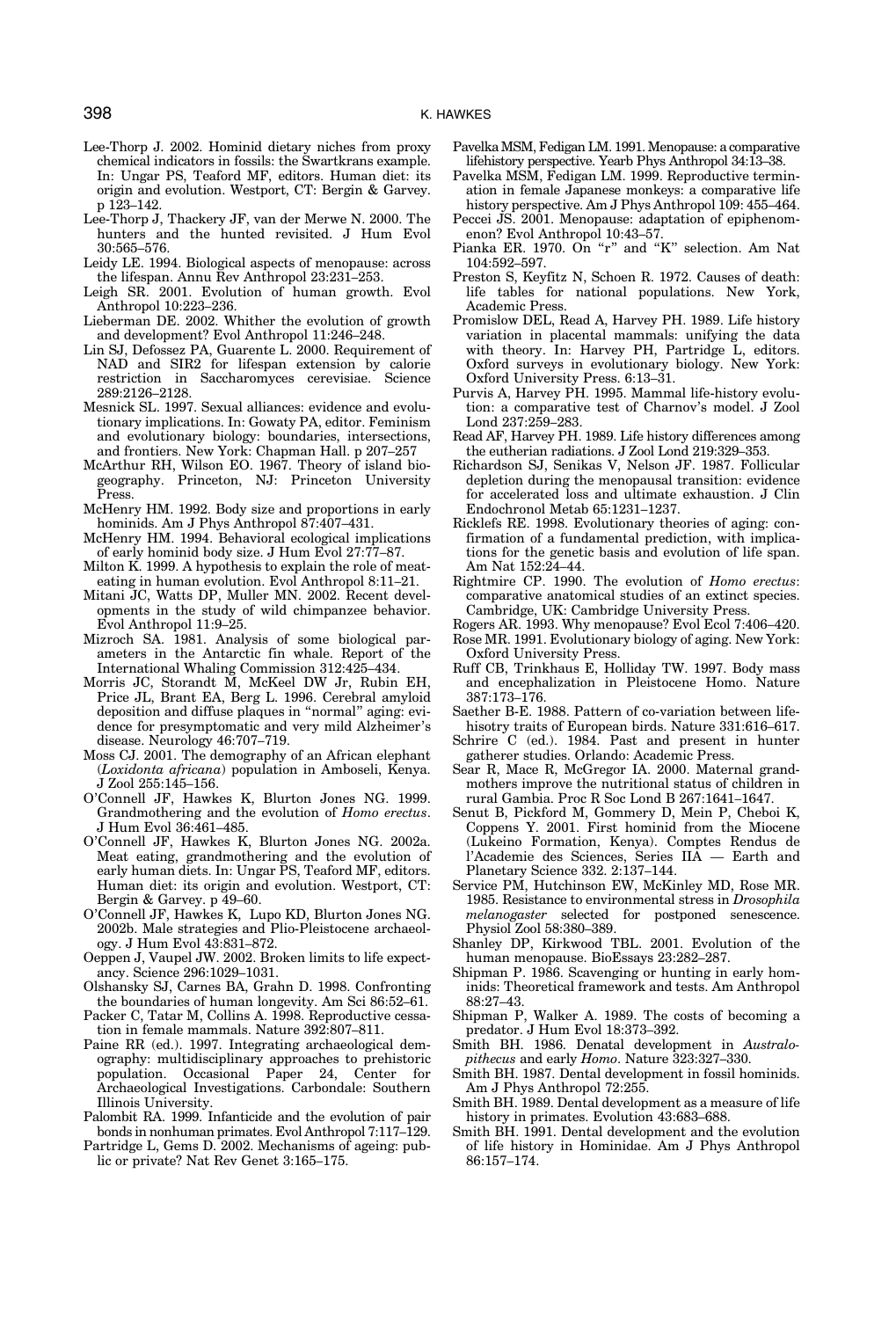Lee-Thorp J. 2002. Hominid dietary niches from proxy chemical indicators in fossils: the Swartkrans example. In: Ungar PS, Teaford MF, editors. Human diet: its origin and evolution. Westport, CT: Bergin & Garvey. p 123–142.

Lee-Thorp J, Thackery JF, van der Merwe N. 2000. The hunters and the hunted revisited. J Hum Evol 30:565–576.

Leidy LE. 1994. Biological aspects of menopause: across the lifespan. Annu Rev Anthropol 23:231–253.

Leigh SR. 2001. Evolution of human growth. Evol Anthropol 10:223–236.

Lieberman DE. 2002. Whither the evolution of growth and development? Evol Anthropol 11:246–248.

Lin SJ, Defossez PA, Guarente L. 2000. Requirement of NAD and SIR2 for lifespan extension by calorie restriction in Saccharomyces cerevisiae. Science 289:2126–2128.

Mesnick SL. 1997. Sexual alliances: evidence and evolutionary implications. In: Gowaty PA, editor. Feminism and evolutionary biology: boundaries, intersections, and frontiers. New York: Chapman Hall. p 207–257

McArthur RH, Wilson EO. 1967. Theory of island biogeography. Princeton, NJ: Princeton University Press.

McHenry HM. 1992. Body size and proportions in early hominids. Am J Phys Anthropol 87:407–431.

McHenry HM. 1994. Behavioral ecological implications of early hominid body size. J Hum Evol 27:77–87.

Milton K. 1999. A hypothesis to explain the role of meat-eating in human evolution. Evol Anthropol 8:11–21.

Mitani JC, Watts DP, Muller MN. 2002. Recent developments in the study of wild chimpanzee behavior. Evol Anthropol 11:9–25.

Mizroch SA. 1981. Analysis of some biological parameters in the Antarctic fin whale. Report of the International Whaling Commission 312:425–434.

Morris JC, Storandt M, McKeel DW Jr, Rubin EH, Price JL, Brant EA, Berg L. 1996. Cerebral amyloid deposition and diffuse plaques in "normal" aging: evidence for presymptomatic and very mild Alzheimer's disease. Neurology 46:707–719.

Moss CJ. 2001. The demography of an African elephant (*Loxidonta africana*) population in Amboseli, Kenya. J Zool 255:145–156.

O'Connell JF, Hawkes K, Blurton Jones NG. 1999. Grandmothering and the evolution of *Homo erectus*. J Hum Evol 36:461–485.

O'Connell JF, Hawkes K, Blurton Jones NG. 2002a. Meat eating, grandmothering and the evolution of early human diets. In: Ungar PS, Teaford MF, editors. Human diet: its origin and evolution. Westport, CT: Bergin & Garvey. p 49–60.

O'Connell JF, Hawkes K, Lupo KD, Blurton Jones NG. 2002b. Male strategies and Plio-Pleistocene archaeology. J Hum Evol 43:831–872.

Oeppen J, Vaupel JW. 2002. Broken limits to life expectancy. Science 296:1029–1031.

Olshansky SJ, Carnes BA, Grahn D. 1998. Confronting the boundaries of human longevity. Am Sci 86:52–61.

Packer C, Tatar M, Collins A. 1998. Reproductive cessation in female mammals. Nature 392:807–811.

Paine RR (ed.). 1997. Integrating archaeological demography: multidisciplinary approaches to prehistoric population. Occasional Paper 24, Center for Archaeological Investigations. Carbondale: Southern Illinois University.

Palombit RA. 1999. Infanticide and the evolution of pair bonds in nonhuman primates. Evol Anthropol 7:117–129.

Partridge L, Gems D. 2002. Mechanisms of ageing: public or private? Nat Rev Genet 3:165–175.

Pavelka MSM, Fedigan LM. 1991. Menopause: a comparative lifehistory perspective. Yearb Phys Anthropol 34:13–38.

Pavelka MSM, Fedigan LM. 1999. Reproductive termination in female Japanese monkeys: a comparative life history perspective. Am J Phys Anthropol 109: 455–464.

Peccei JS. 2001. Menopause: adaptation of epiphenomenon? Evol Anthropol 10:43–57.

Pianka ER. 1970. On "r" and "K" selection. Am Nat 104:592–597.

Preston S, Keyfitz N, Schoen R. 1972. Causes of death: life tables for national populations. New York, Academic Press.

Promislow DEL, Read A, Harvey PH. 1989. Life history variation in placental mammals: unifying the data with theory. In: Harvey PH, Partridge L, editors. Oxford surveys in evolutionary biology. New York: Oxford University Press. 6:13–31.

Purvis A, Harvey PH. 1995. Mammal life-history evolution: a comparative test of Charnov's model. J Zool Lond 237:259–283.

Read AF, Harvey PH. 1989. Life history differences among the eutherian radiations. J Zool Lond 219:329–353.

Richardson SJ, Senikas V, Nelson JF. 1987. Follicular depletion during the menopausal transition: evidence for accelerated loss and ultimate exhaustion. J Clin Endochronol Metab 65:1231–1237.

Ricklefs RE. 1998. Evolutionary theories of aging: confirmation of a fundamental prediction, with implications for the genetic basis and evolution of life span. Am Nat 152:24–44.

Rightmire CP. 1990. The evolution of *Homo erectus*: comparative anatomical studies of an extinct species. Cambridge, UK: Cambridge University Press.

Rogers AR. 1993. Why menopause? Evol Ecol 7:406–420.

Rose MR. 1991. Evolutionary biology of aging. New York: Oxford University Press.

Ruff CB, Trinkhaus E, Holliday TW. 1997. Body mass and encephalization in Pleistocene Homo. Nature 387:173–176.

Saether B-E. 1988. Pattern of co-variation between lifehisotry traits of European birds. Nature 331:616–617.

Schrire C (ed.). 1984. Past and present in hunter gatherer studies. Orlando: Academic Press.

Sear R, Mace R, McGregor IA. 2000. Maternal grandmothers improve the nutritional status of children in rural Gambia. Proc R Soc Lond B 267:1641–1647.

Senut B, Pickford M, Gommery D, Mein P, Cheboi K, Coppens Y. 2001. First hominid from the Miocene (Lukeino Formation, Kenya). Comptes Rendus de l'Academie des Sciences, Series IIA — Earth and Planetary Science 332. 2:137–144.

Service PM, Hutchinson EW, McKinley MD, Rose MR. 1985. Resistance to environmental stress in *Drosophila melanogaster* selected for postponed senescence. Physiol Zool 58:380–389.

Shanley DP, Kirkwood TBL. 2001. Evolution of the human menopause. BioEssays 23:282–287.

Shipman P. 1986. Scavenging or hunting in early hominids: Theoretical framework and tests. Am Anthropol 88:27–43.

Shipman P, Walker A. 1989. The costs of becoming a predator. J Hum Evol 18:373–392.

Smith BH. 1986. Denatal development in *Australopithecus* and early *Homo*. Nature 323:327–330.

Smith BH. 1987. Dental development in fossil hominids. Am J Phys Anthropol 72:255.

Smith BH. 1989. Dental development as a measure of life history in primates. Evolution 43:683–688.

Smith BH. 1991. Dental development and the evolution of life history in Hominidae. Am J Phys Anthropol 86:157–174.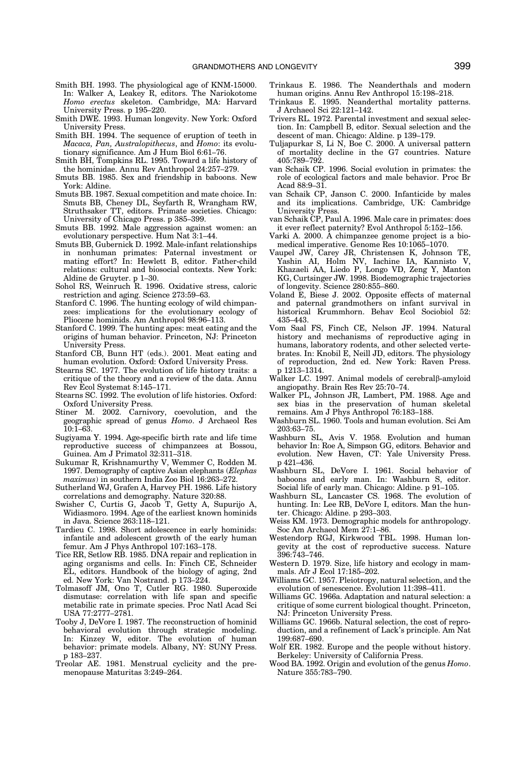Smith BH. 1993. The physiological age of KNM-15000. In: Walker A, Leakey R, editors. The Nariokotome *Homo erectus* skeleton. Cambridge, MA: Harvard University Press. p 195–220.

Smith DWE. 1993. Human longevity. New York: Oxford University Press.

Smith BH. 1994. The sequence of eruption of teeth in *Macaca, Pan, Australopithecus*, and *Homo*: its evolutionary significance. Am J Hum Biol 6:61–76.

Smith BH, Tompkins RL. 1995. Toward a life history of the hominidae. Annu Rev Anthropol 24:257–279.

Smuts BB. 1985. Sex and friendship in baboons. New York: Aldine.

Smuts BB. 1987. Sexual competition and mate choice. In: Smuts BB, Cheney DL, Seyfarth R, Wrangham RW, Struthsaker TT, editors. Primate societies. Chicago: University of Chicago Press. p 385–399.

Smuts BB. 1992. Male aggression against women: an evolutionary perspective. Hum Nat 3:1–44.

Smuts BB, Gubernick D. 1992. Male-infant relationships in nonhuman primates: Paternal investment or mating effort? In: Hewlett B, editor. Father-child relations: cultural and biosocial contexts. New York: Aldine de Gruyter. p 1–30.

Sohol RS, Weinruch R. 1996. Oxidative stress, caloric restriction and aging. Science 273:59–63.

Stanford C. 1996. The hunting ecology of wild chimpanzees: implications for the evolutionary ecology of Pliocene hominids. Am Anthropol 98:96–113.

Stanford C. 1999. The hunting apes: meat eating and the origins of human behavior. Princeton, NJ: Princeton University Press.

Stanford CB, Bunn HT (eds.). 2001. Meat eating and human evolution. Oxford: Oxford University Press.

Stearns SC. 1977. The evolution of life history traits: a critique of the theory and a review of the data. Annu Rev Ecol Systemat 8:145–171.

Stearns SC. 1992. The evolution of life histories. Oxford: Oxford University Press.

Stiner M. 2002. Carnivory, coevolution, and the geographic spread of genus *Homo*. J Archaeol Res 10:1–63.

Sugiyama Y. 1994. Age-specific birth rate and life time reproductive success of chimpanzees at Bossou, Guinea. Am J Primatol 32:311–318.

Sukumar R, Krishnamurthy V, Wemmer C, Rodden M. 1997. Demography of captive Asian elephants (*Elephas maximus*) in southern India Zoo Biol 16:263–272.

Sutherland WJ, Grafen A, Harvey PH. 1986. Life history correlations and demography. Nature 320:88.

Swisher C, Curtis G, Jacob T, Getty A, Supurijo A, Widiasmoro. 1994. Age of the earliest known hominids in Java. Science 263:118–121.

Tardieu C. 1998. Short adolescence in early hominids: infantile and adolescent growth of the early human femur. Am J Phys Anthropol 107:163–178.

Tice RR, Setlow RB. 1985. DNA repair and replication in aging organisms and cells. In: Finch CE, Schneider EL, editors. Handbook of the biology of aging, 2nd ed. New York: Van Nostrand. p 173–224.

Tolmasoff JM, Ono T, Cutler RG. 1980. Superoxide dismutase: correlation with life span and specific metabilic rate in primate species. Proc Natl Acad Sci USA 77:2777–2781.

Tooby J, DeVore I. 1987. The reconstruction of hominid behavioral evolution through strategic modeling. In: Kinzey W, editor. The evolution of human behavior: primate models. Albany, NY: SUNY Press. p 183–237.

Treolar AE. 1981. Menstrual cyclicity and the premenopause Maturitas 3:249–264.

Trinkaus E. 1986. The Neanderthals and modern human origins. Annu Rev Anthropol 15:198–218.

Trinkaus E. 1995. Neanderthal mortality patterns. J Archaeol Sci 22:121–142.

Trivers RL. 1972. Parental investment and sexual selection. In: Campbell B, editor. Sexual selection and the descent of man. Chicago: Aldine. p 139–179.

Tuljapurkar S, Li N, Boe C. 2000. A universal pattern of mortality decline in the G7 countries. Nature 405:789–792.

van Schaik CP. 1996. Social evolution in primates: the role of ecological factors and male behavior. Proc Br Acad 88:9–31.

van Schaik CP, Janson C. 2000. Infanticide by males and its implications. Cambridge, UK: Cambridge University Press.

van Schaik CP, Paul A. 1996. Male care in primates: does it ever reflect paternity? Evol Anthropol 5:152–156.

Varki A. 2000. A chimpanzee genome project is a biomedical imperative. Genome Res 10:1065–1070.

Vaupel JW, Carey JR, Christensen K, Johnson TE, Yashin AI, Holm NV, Iachine IA, Kannisto V, Khazaeli AA, Liedo P, Longo VD, Zeng Y, Manton KG, Curtsinger JW. 1998. Biodemographic trajectories of longevity. Science 280:855–860.

Voland E, Biese J. 2002. Opposite effects of maternal and paternal grandmothers on infant survival in historical Krummhorn. Behav Ecol Sociobiol 52: 435–443.

Vom Saal FS, Finch CE, Nelson JF. 1994. Natural history and mechanisms of reproductive aging in humans, laboratory rodents, and other selected vertebrates. In: Knobil E, Neill JD, editors. The physiology of reproduction, 2nd ed. New York: Raven Press. p 1213–1314.

Walker LC. 1997. Animal models of cerebralβ-amyloid angiopathy. Brain Res Rev 25:70–74.

Walker PL, Johnson JR, Lambert, PM. 1988. Age and sex bias in the preservation of human skeletal remains. Am J Phys Anthropol 76:183–188.

Washburn SL. 1960. Tools and human evolution. Sci Am 203:63–75.

Washburn SL, Avis V. 1958. Evolution and human behavior In: Roe A, Simpson GG, editors. Behavior and evolution. New Haven, CT: Yale University Press. p 421–436.

Washburn SL, DeVore I. 1961. Social behavior of baboons and early man. In: Washburn S, editor. Social life of early man. Chicago: Aldine. p 91–105.

Washburn SL, Lancaster CS. 1968. The evolution of hunting. In: Lee RB, DeVore I, editors. Man the hunter. Chicago: Aldine. p 293–303.

Weiss KM. 1973. Demographic models for anthropology. Soc Am Archaeol Mem 27:1–86.

Westendorp RGJ, Kirkwood TBL. 1998. Human longevity at the cost of reproductive success. Nature 396:743–746.

Western D. 1979. Size, life history and ecology in mammals. Afr J Ecol 17:185–202.

Williams GC. 1957. Pleiotropy, natural selection, and the evolution of senescence. Evolution 11:398–411.

Williams GC. 1966a. Adaptation and natural selection: a critique of some current biological thought. Princeton, NJ: Princeton University Press.

Williams GC. 1966b. Natural selection, the cost of reproduction, and a refinement of Lack's principle. Am Nat 199:687–690.

Wolf ER. 1982. Europe and the people without history. Berkeley: University of California Press.

Wood BA. 1992. Origin and evolution of the genus *Homo*. Nature 355:783–790.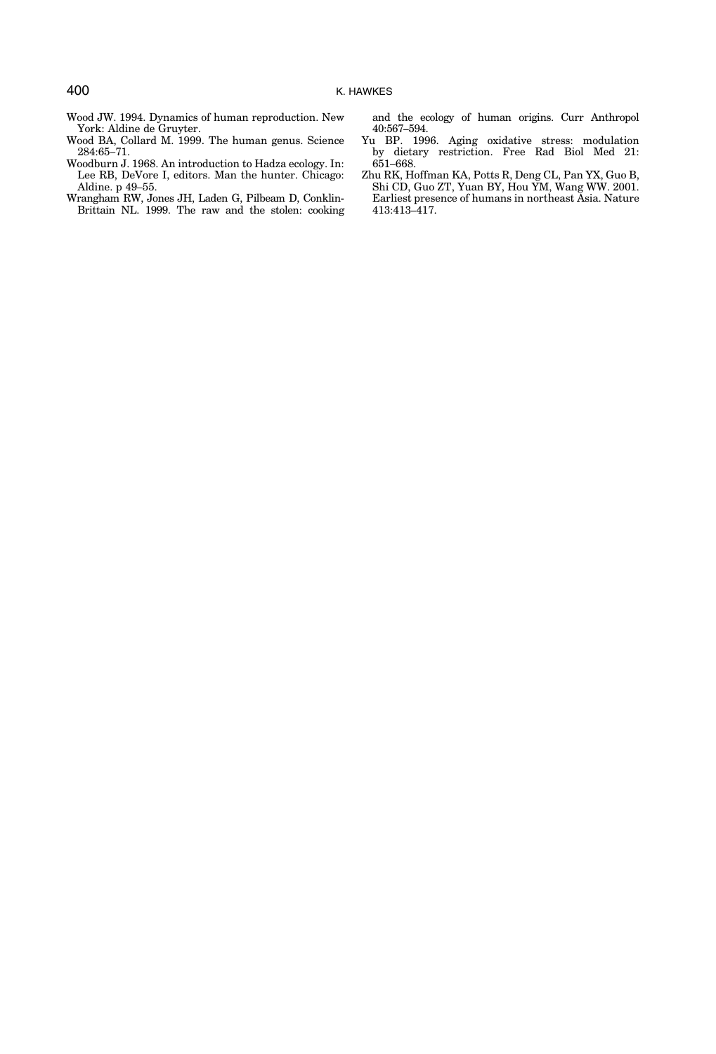Wood JW. 1994. Dynamics of human reproduction. New York: Aldine de Gruyter.

Wood BA, Collard M. 1999. The human genus. Science 284:65–71.

Woodburn J. 1968. An introduction to Hadza ecology. In: Lee RB, DeVore I, editors. Man the hunter. Chicago: Aldine. p 49–55.

Wrangham RW, Jones JH, Laden G, Pilbeam D, Conklin-Brittain NL. 1999. The raw and the stolen: cooking and the ecology of human origins. Curr Anthropol 40:567–594.

Yu BP. 1996. Aging oxidative stress: modulation by dietary restriction. Free Rad Biol Med 21: 651–668.

Zhu RK, Hoffman KA, Potts R, Deng CL, Pan YX, Guo B, Shi CD, Guo ZT, Yuan BY, Hou YM, Wang WW. 2001. Earliest presence of humans in northeast Asia. Nature 413:413–417.